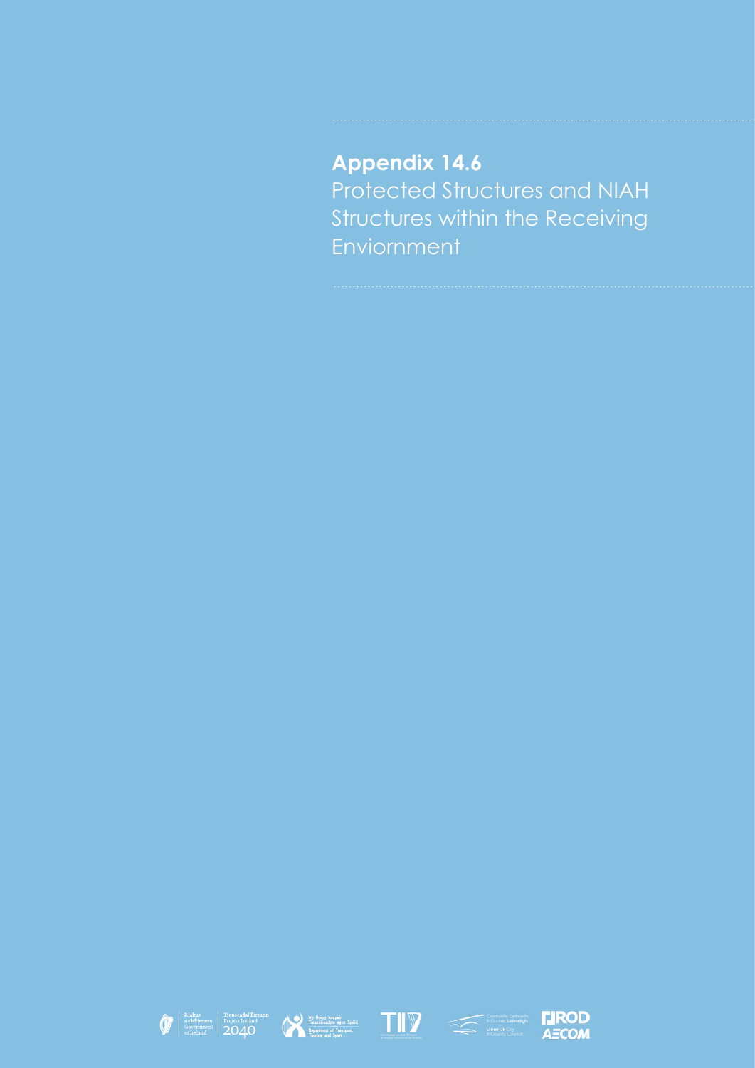# Appendix 14.6

Protected Structures and NIAH Structures within the Receiving Enviornment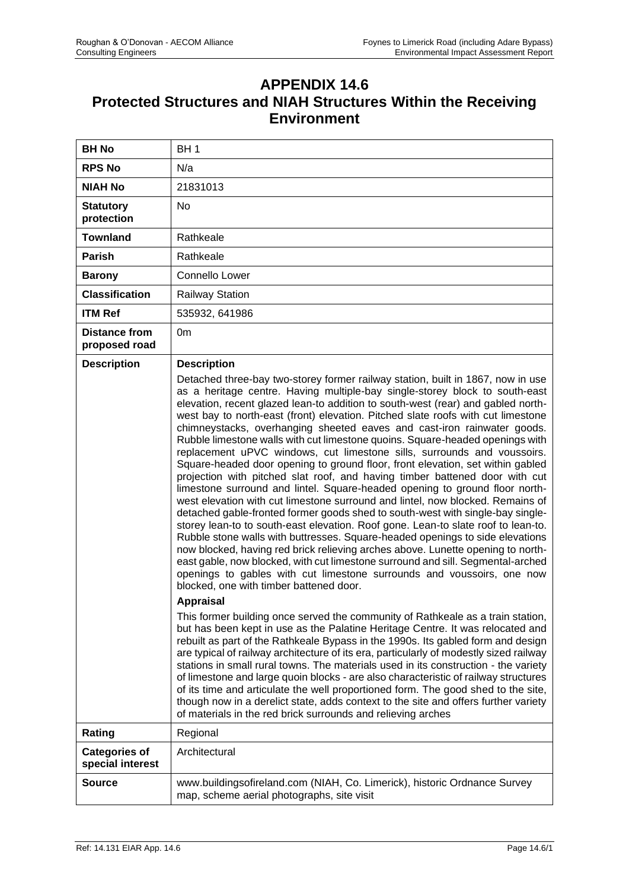# APPENDIX 14.6
# Protected Structures and NIAH Structures Within the Receiving Environment

| **BH No** | BH 1 |
|---|---|
| **RPS No** | N/a |
| **NIAH No** | 21831013 |
| **Statutory protection** | No |
| **Townland** | Rathkeale |
| **Parish** | Rathkeale |
| **Barony** | Connello Lower |
| **Classification** | Railway Station |
| **ITM Ref** | 535932, 641986 |
| **Distance from proposed road** | 0m |
| **Description** | **Description**<br>Detached three-bay two-storey former railway station, built in 1867, now in use as a heritage centre. Having multiple-bay single-storey block to south-east elevation, recent glazed lean-to addition to south-west (rear) and gabled north-west bay to north-east (front) elevation. Pitched slate roofs with cut limestone chimneystacks, overhanging sheeted eaves and cast-iron rainwater goods. Rubble limestone walls with cut limestone quoins. Square-headed openings with replacement uPVC windows, cut limestone sills, surrounds and voussoirs. Square-headed door opening to ground floor, front elevation, set within gabled projection with pitched slat roof, and having timber battened door with cut limestone surround and lintel. Square-headed opening to ground floor north-west elevation with cut limestone surround and lintel, now blocked. Remains of detached gable-fronted former goods shed to south-west with single-bay single-storey lean-to to south-east elevation. Roof gone. Lean-to slate roof to lean-to. Rubble stone walls with buttresses. Square-headed openings to side elevations now blocked, having red brick relieving arches above. Lunette opening to north-east gable, now blocked, with cut limestone surround and sill. Segmental-arched openings to gables with cut limestone surrounds and voussoirs, one now blocked, one with timber battened door.<br>**Appraisal**<br>This former building once served the community of Rathkeale as a train station, but has been kept in use as the Palatine Heritage Centre. It was relocated and rebuilt as part of the Rathkeale Bypass in the 1990s. Its gabled form and design are typical of railway architecture of its era, particularly of modestly sized railway stations in small rural towns. The materials used in its construction - the variety of limestone and large quoin blocks - are also characteristic of railway structures of its time and articulate the well proportioned form. The good shed to the site, though now in a derelict state, adds context to the site and offers further variety of materials in the red brick surrounds and relieving arches |
| **Rating** | Regional |
| **Categories of special interest** | Architectural |
| **Source** | www.buildingsofireland.com (NIAH, Co. Limerick), historic Ordnance Survey map, scheme aerial photographs, site visit |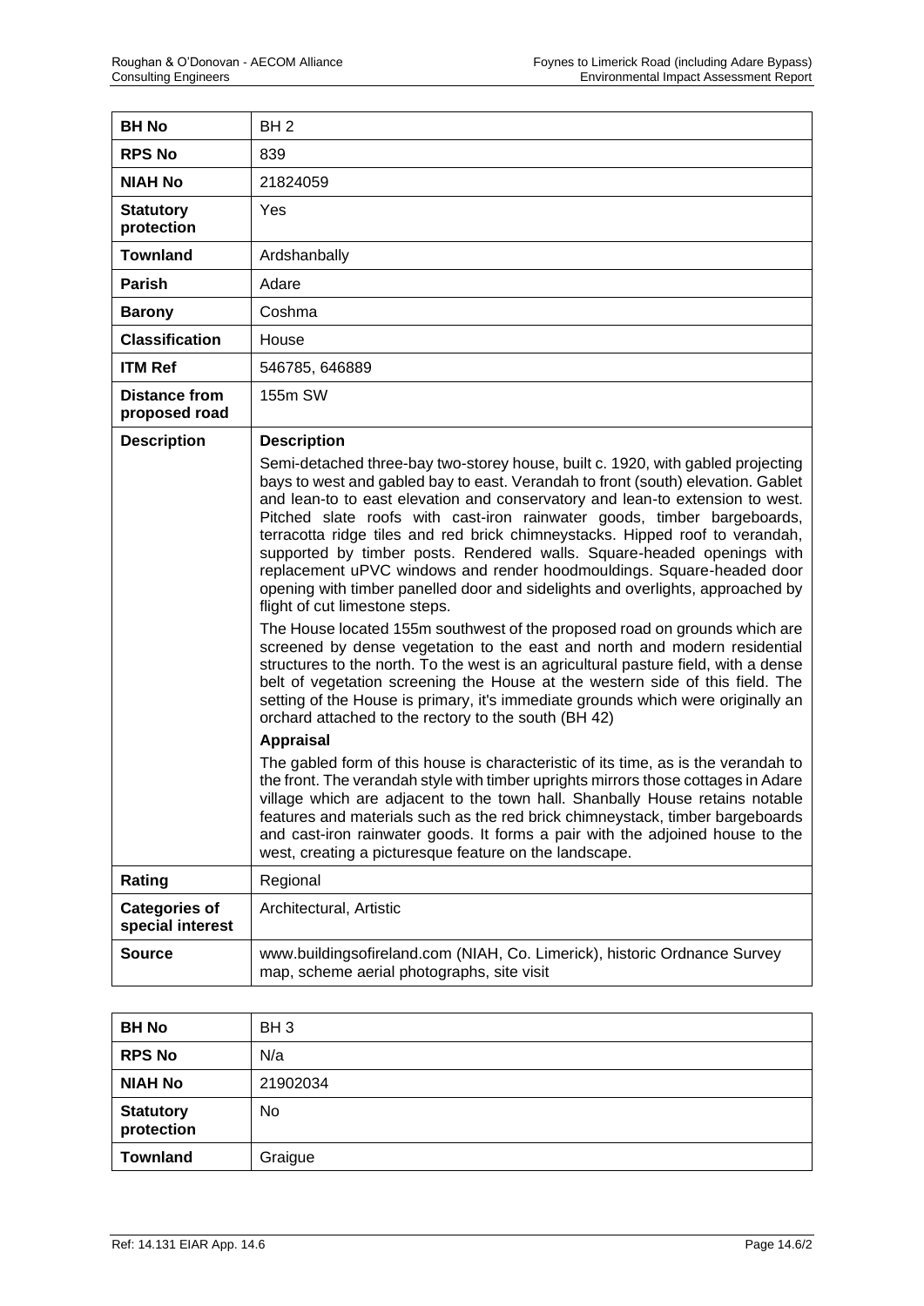| **BH No** | BH 2 |
|---|---|
| **RPS No** | 839 |
| **NIAH No** | 21824059 |
| **Statutory protection** | Yes |
| **Townland** | Ardshanbally |
| **Parish** | Adare |
| **Barony** | Coshma |
| **Classification** | House |
| **ITM Ref** | 546785, 646889 |
| **Distance from proposed road** | 155m SW |
| **Description** | **Description**<br>Semi-detached three-bay two-storey house, built c. 1920, with gabled projecting bays to west and gabled bay to east. Verandah to front (south) elevation. Gablet and lean-to to east elevation and conservatory and lean-to extension to west. Pitched slate roofs with cast-iron rainwater goods, timber bargeboards, terracotta ridge tiles and red brick chimneystacks. Hipped roof to verandah, supported by timber posts. Rendered walls. Square-headed openings with replacement uPVC windows and render hoodmouldings. Square-headed door opening with timber panelled door and sidelights and overlights, approached by flight of cut limestone steps.<br>The House located 155m southwest of the proposed road on grounds which are screened by dense vegetation to the east and north and modern residential structures to the north. To the west is an agricultural pasture field, with a dense belt of vegetation screening the House at the western side of this field. The setting of the House is primary, it's immediate grounds which were originally an orchard attached to the rectory to the south (BH 42)<br>**Appraisal**<br>The gabled form of this house is characteristic of its time, as is the verandah to the front. The verandah style with timber uprights mirrors those cottages in Adare village which are adjacent to the town hall. Shanbally House retains notable features and materials such as the red brick chimneystack, timber bargeboards and cast-iron rainwater goods. It forms a pair with the adjoined house to the west, creating a picturesque feature on the landscape. |
| **Rating** | Regional |
| **Categories of special interest** | Architectural, Artistic |
| **Source** | www.buildingsofireland.com (NIAH, Co. Limerick), historic Ordnance Survey map, scheme aerial photographs, site visit |

| **BH No** | BH 3 |
|---|---|
| **RPS No** | N/a |
| **NIAH No** | 21902034 |
| **Statutory protection** | No |
| **Townland** | Graigue |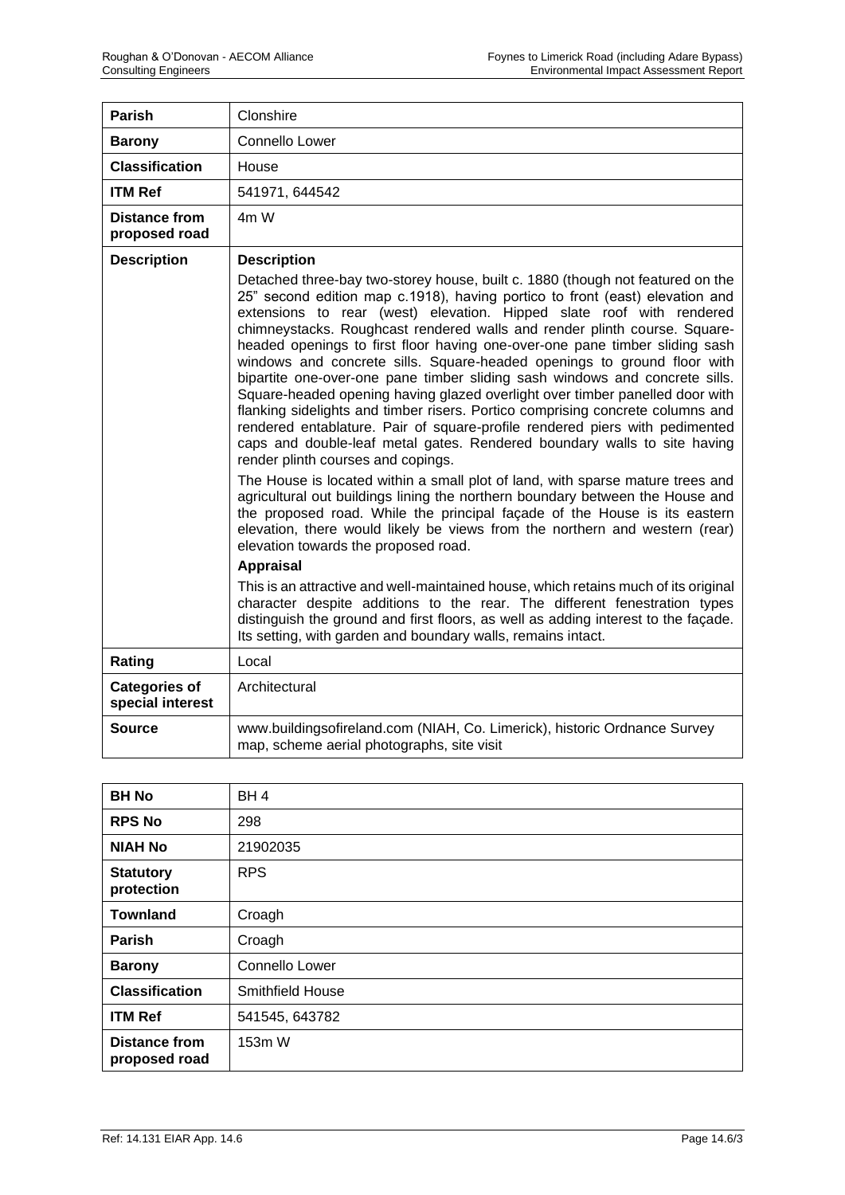| | |
|---|---|
| **Parish** | Clonshire |
| **Barony** | Connello Lower |
| **Classification** | House |
| **ITM Ref** | 541971, 644542 |
| **Distance from proposed road** | 4m W |
| **Description** | **Description**<br>Detached three-bay two-storey house, built c. 1880 (though not featured on the 25" second edition map c.1918), having portico to front (east) elevation and extensions to rear (west) elevation. Hipped slate roof with rendered chimneystacks. Roughcast rendered walls and render plinth course. Square-headed openings to first floor having one-over-one pane timber sliding sash windows and concrete sills. Square-headed openings to ground floor with bipartite one-over-one pane timber sliding sash windows and concrete sills. Square-headed opening having glazed overlight over timber panelled door with flanking sidelights and timber risers. Portico comprising concrete columns and rendered entablature. Pair of square-profile rendered piers with pedimented caps and double-leaf metal gates. Rendered boundary walls to site having render plinth courses and copings.<br>The House is located within a small plot of land, with sparse mature trees and agricultural out buildings lining the northern boundary between the House and the proposed road. While the principal façade of the House is its eastern elevation, there would likely be views from the northern and western (rear) elevation towards the proposed road.<br>**Appraisal**<br>This is an attractive and well-maintained house, which retains much of its original character despite additions to the rear. The different fenestration types distinguish the ground and first floors, as well as adding interest to the façade. Its setting, with garden and boundary walls, remains intact. |
| **Rating** | Local |
| **Categories of special interest** | Architectural |
| **Source** | www.buildingsofireland.com (NIAH, Co. Limerick), historic Ordnance Survey map, scheme aerial photographs, site visit |

| | |
|---|---|
| **BH No** | BH 4 |
| **RPS No** | 298 |
| **NIAH No** | 21902035 |
| **Statutory protection** | RPS |
| **Townland** | Croagh |
| **Parish** | Croagh |
| **Barony** | Connello Lower |
| **Classification** | Smithfield House |
| **ITM Ref** | 541545, 643782 |
| **Distance from proposed road** | 153m W |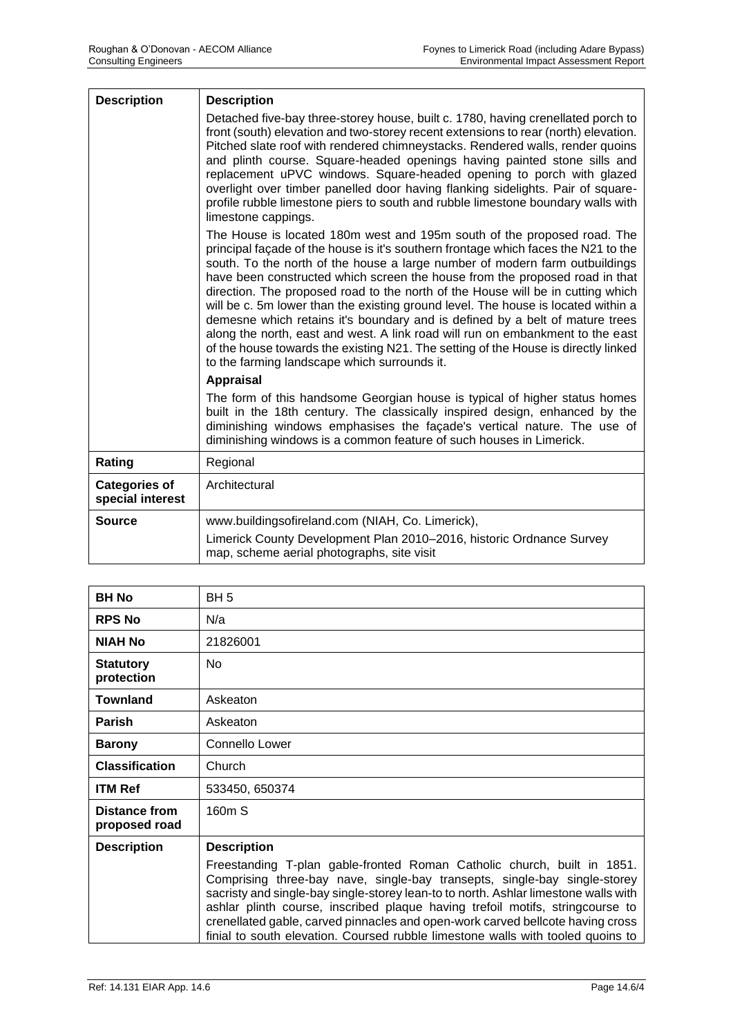| **Description** | **Description** |
|---|---|
| | Detached five-bay three-storey house, built c. 1780, having crenellated porch to front (south) elevation and two-storey recent extensions to rear (north) elevation. Pitched slate roof with rendered chimneystacks. Rendered walls, render quoins and plinth course. Square-headed openings having painted stone sills and replacement uPVC windows. Square-headed opening to porch with glazed overlight over timber panelled door having flanking sidelights. Pair of square-profile rubble limestone piers to south and rubble limestone boundary walls with limestone cappings.<br><br>The House is located 180m west and 195m south of the proposed road. The principal façade of the house is it's southern frontage which faces the N21 to the south. To the north of the house a large number of modern farm outbuildings have been constructed which screen the house from the proposed road in that direction. The proposed road to the north of the House will be in cutting which will be c. 5m lower than the existing ground level. The house is located within a demesne which retains it's boundary and is defined by a belt of mature trees along the north, east and west. A link road will run on embankment to the east of the house towards the existing N21. The setting of the House is directly linked to the farming landscape which surrounds it.<br><br>**Appraisal**<br><br>The form of this handsome Georgian house is typical of higher status homes built in the 18th century. The classically inspired design, enhanced by the diminishing windows emphasises the façade's vertical nature. The use of diminishing windows is a common feature of such houses in Limerick. |
| **Rating** | Regional |
| **Categories of special interest** | Architectural |
| **Source** | www.buildingsofireland.com (NIAH, Co. Limerick),<br>Limerick County Development Plan 2010–2016, historic Ordnance Survey map, scheme aerial photographs, site visit |

| **BH No** | BH 5 |
|---|---|
| **RPS No** | N/a |
| **NIAH No** | 21826001 |
| **Statutory protection** | No |
| **Townland** | Askeaton |
| **Parish** | Askeaton |
| **Barony** | Connello Lower |
| **Classification** | Church |
| **ITM Ref** | 533450, 650374 |
| **Distance from proposed road** | 160m S |
| **Description** | **Description**<br><br>Freestanding T-plan gable-fronted Roman Catholic church, built in 1851. Comprising three-bay nave, single-bay transepts, single-bay single-storey sacristy and single-bay single-storey lean-to to north. Ashlar limestone walls with ashlar plinth course, inscribed plaque having trefoil motifs, stringcourse to crenellated gable, carved pinnacles and open-work carved bellcote having cross finial to south elevation. Coursed rubble limestone walls with tooled quoins to |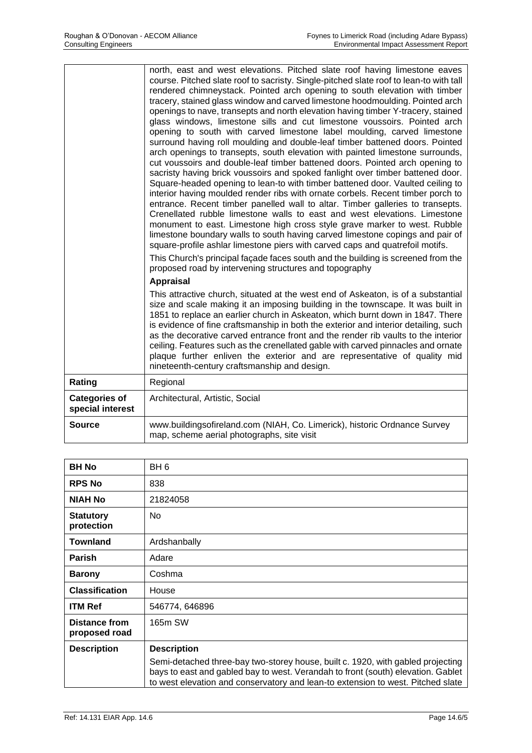| | |
|---|---|
| | north, east and west elevations. Pitched slate roof having limestone eaves course. Pitched slate roof to sacristy. Single-pitched slate roof to lean-to with tall rendered chimneystack. Pointed arch opening to south elevation with timber tracery, stained glass window and carved limestone hoodmoulding. Pointed arch openings to nave, transepts and north elevation having timber Y-tracery, stained glass windows, limestone sills and cut limestone voussoirs. Pointed arch opening to south with carved limestone label moulding, carved limestone surround having roll moulding and double-leaf timber battened doors. Pointed arch openings to transepts, south elevation with painted limestone surrounds, cut voussoirs and double-leaf timber battened doors. Pointed arch opening to sacristy having brick voussoirs and spoked fanlight over timber battened door. Square-headed opening to lean-to with timber battened door. Vaulted ceiling to interior having moulded render ribs with ornate corbels. Recent timber porch to entrance. Recent timber panelled wall to altar. Timber galleries to transepts. Crenellated rubble limestone walls to east and west elevations. Limestone monument to east. Limestone high cross style grave marker to west. Rubble limestone boundary walls to south having carved limestone copings and pair of square-profile ashlar limestone piers with carved caps and quatrefoil motifs.<br><br>This Church's principal façade faces south and the building is screened from the proposed road by intervening structures and topography<br><br>**Appraisal**<br><br>This attractive church, situated at the west end of Askeaton, is of a substantial size and scale making it an imposing building in the townscape. It was built in 1851 to replace an earlier church in Askeaton, which burnt down in 1847. There is evidence of fine craftsmanship in both the exterior and interior detailing, such as the decorative carved entrance front and the render rib vaults to the interior ceiling. Features such as the crenellated gable with carved pinnacles and ornate plaque further enliven the exterior and are representative of quality mid nineteenth-century craftsmanship and design. |
| **Rating** | Regional |
| **Categories of special interest** | Architectural, Artistic, Social |
| **Source** | www.buildingsofireland.com (NIAH, Co. Limerick), historic Ordnance Survey map, scheme aerial photographs, site visit |

| **BH No** | BH 6 |
|---|---|
| **RPS No** | 838 |
| **NIAH No** | 21824058 |
| **Statutory protection** | No |
| **Townland** | Ardshanbally |
| **Parish** | Adare |
| **Barony** | Coshma |
| **Classification** | House |
| **ITM Ref** | 546774, 646896 |
| **Distance from proposed road** | 165m SW |
| **Description** | **Description**<br><br>Semi-detached three-bay two-storey house, built c. 1920, with gabled projecting bays to east and gabled bay to west. Verandah to front (south) elevation. Gablet to west elevation and conservatory and lean-to extension to west. Pitched slate |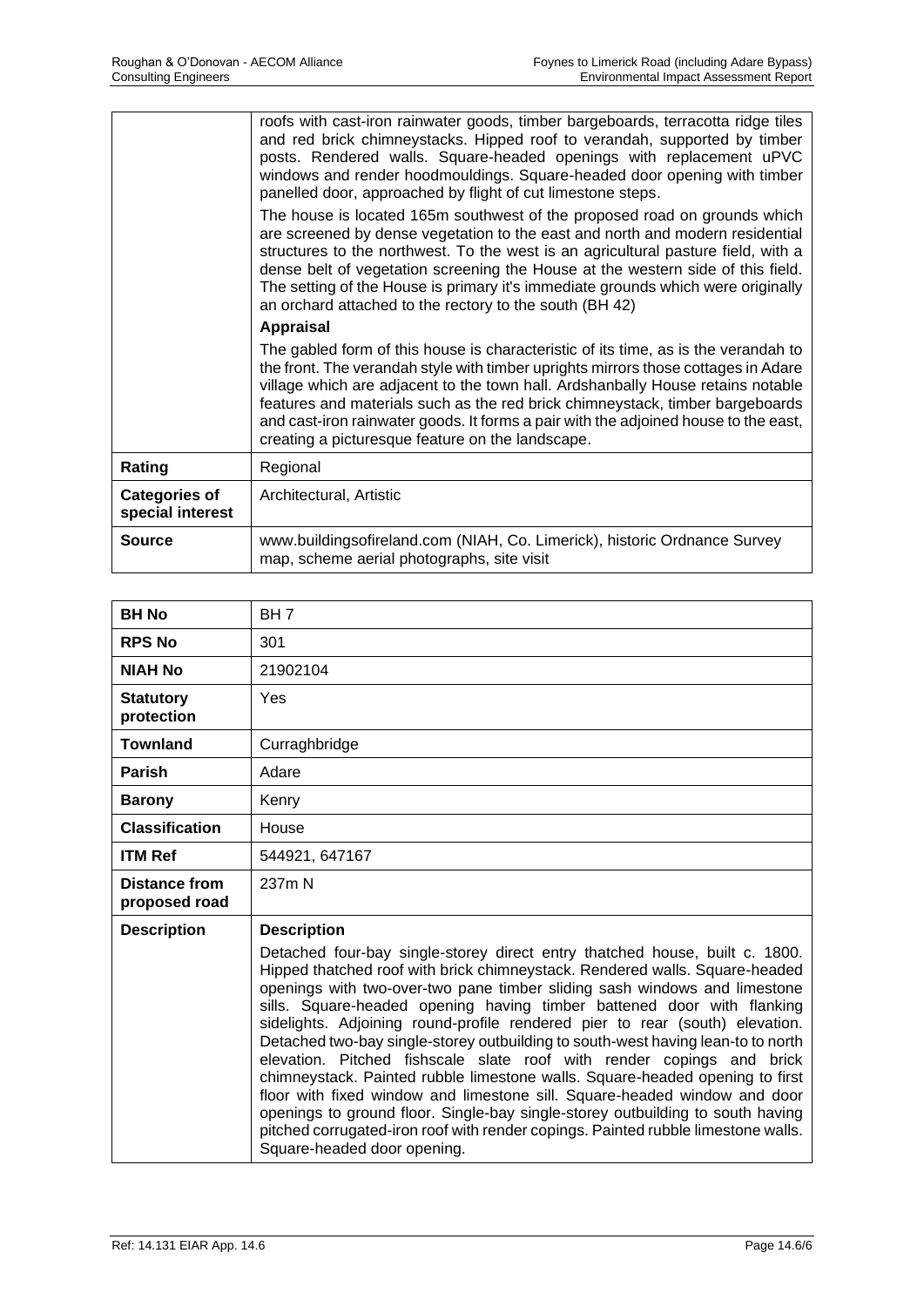| | |
|---|---|
| | roofs with cast-iron rainwater goods, timber bargeboards, terracotta ridge tiles and red brick chimneystacks. Hipped roof to verandah, supported by timber posts. Rendered walls. Square-headed openings with replacement uPVC windows and render hoodmouldings. Square-headed door opening with timber panelled door, approached by flight of cut limestone steps.<br><br>The house is located 165m southwest of the proposed road on grounds which are screened by dense vegetation to the east and north and modern residential structures to the northwest. To the west is an agricultural pasture field, with a dense belt of vegetation screening the House at the western side of this field. The setting of the House is primary it's immediate grounds which were originally an orchard attached to the rectory to the south (BH 42)<br><br>**Appraisal**<br><br>The gabled form of this house is characteristic of its time, as is the verandah to the front. The verandah style with timber uprights mirrors those cottages in Adare village which are adjacent to the town hall. Ardshanbally House retains notable features and materials such as the red brick chimneystack, timber bargeboards and cast-iron rainwater goods. It forms a pair with the adjoined house to the east, creating a picturesque feature on the landscape. |
| **Rating** | Regional |
| **Categories of special interest** | Architectural, Artistic |
| **Source** | www.buildingsofireland.com (NIAH, Co. Limerick), historic Ordnance Survey map, scheme aerial photographs, site visit |

| | |
|---|---|
| **BH No** | BH 7 |
| **RPS No** | 301 |
| **NIAH No** | 21902104 |
| **Statutory protection** | Yes |
| **Townland** | Curraghbridge |
| **Parish** | Adare |
| **Barony** | Kenry |
| **Classification** | House |
| **ITM Ref** | 544921, 647167 |
| **Distance from proposed road** | 237m N |
| **Description** | **Description**<br><br>Detached four-bay single-storey direct entry thatched house, built c. 1800. Hipped thatched roof with brick chimneystack. Rendered walls. Square-headed openings with two-over-two pane timber sliding sash windows and limestone sills. Square-headed opening having timber battened door with flanking sidelights. Adjoining round-profile rendered pier to rear (south) elevation. Detached two-bay single-storey outbuilding to south-west having lean-to to north elevation. Pitched fishscale slate roof with render copings and brick chimneystack. Painted rubble limestone walls. Square-headed opening to first floor with fixed window and limestone sill. Square-headed window and door openings to ground floor. Single-bay single-storey outbuilding to south having pitched corrugated-iron roof with render copings. Painted rubble limestone walls. Square-headed door opening. |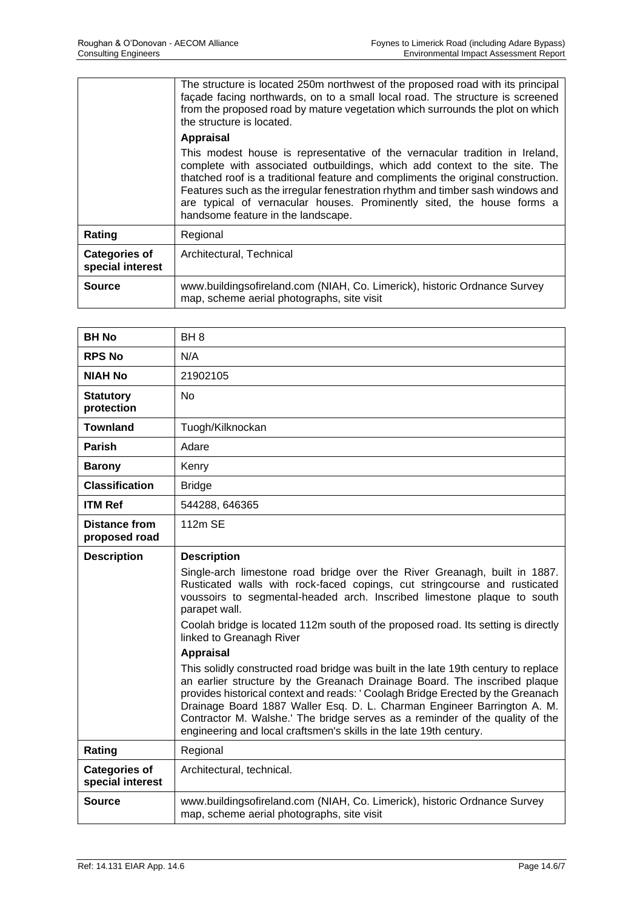| | |
|---|---|
| | The structure is located 250m northwest of the proposed road with its principal façade facing northwards, on to a small local road. The structure is screened from the proposed road by mature vegetation which surrounds the plot on which the structure is located.<br>**Appraisal**<br>This modest house is representative of the vernacular tradition in Ireland, complete with associated outbuildings, which add context to the site. The thatched roof is a traditional feature and compliments the original construction. Features such as the irregular fenestration rhythm and timber sash windows and are typical of vernacular houses. Prominently sited, the house forms a handsome feature in the landscape. |
| **Rating** | Regional |
| **Categories of special interest** | Architectural, Technical |
| **Source** | www.buildingsofireland.com (NIAH, Co. Limerick), historic Ordnance Survey map, scheme aerial photographs, site visit |

| **BH No** | BH 8 |
|---|---|
| **RPS No** | N/A |
| **NIAH No** | 21902105 |
| **Statutory protection** | No |
| **Townland** | Tuogh/Kilknockan |
| **Parish** | Adare |
| **Barony** | Kenry |
| **Classification** | Bridge |
| **ITM Ref** | 544288, 646365 |
| **Distance from proposed road** | 112m SE |
| **Description** | **Description**<br>Single-arch limestone road bridge over the River Greanagh, built in 1887. Rusticated walls with rock-faced copings, cut stringcourse and rusticated voussoirs to segmental-headed arch. Inscribed limestone plaque to south parapet wall.<br>Coolah bridge is located 112m south of the proposed road. Its setting is directly linked to Greanagh River<br>**Appraisal**<br>This solidly constructed road bridge was built in the late 19th century to replace an earlier structure by the Greanach Drainage Board. The inscribed plaque provides historical context and reads: ' Coolagh Bridge Erected by the Greanach Drainage Board 1887 Waller Esq. D. L. Charman Engineer Barrington A. M. Contractor M. Walshe.' The bridge serves as a reminder of the quality of the engineering and local craftsmen's skills in the late 19th century. |
| **Rating** | Regional |
| **Categories of special interest** | Architectural, technical. |
| **Source** | www.buildingsofireland.com (NIAH, Co. Limerick), historic Ordnance Survey map, scheme aerial photographs, site visit |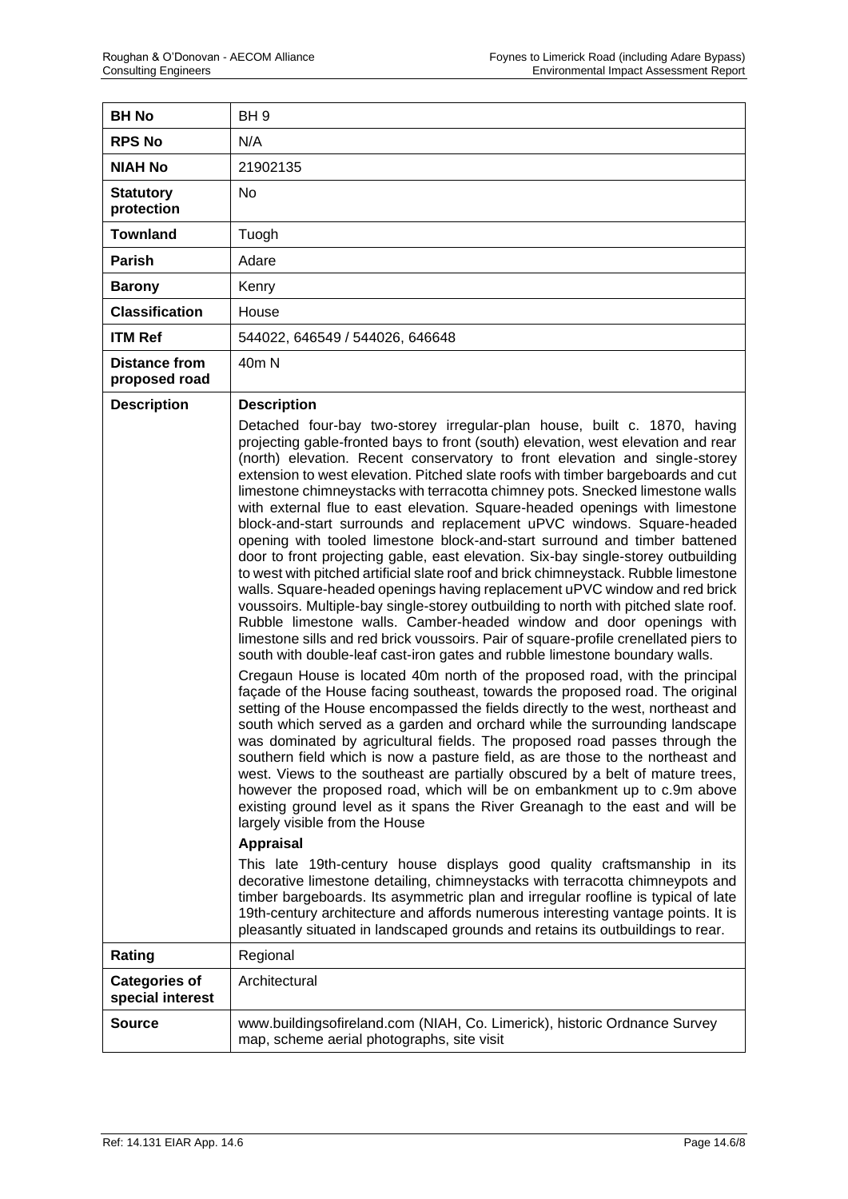| BH No | BH 9 |
| --- | --- |
| RPS No | N/A |
| NIAH No | 21902135 |
| Statutory protection | No |
| Townland | Tuogh |
| Parish | Adare |
| Barony | Kenry |
| Classification | House |
| ITM Ref | 544022, 646549 / 544026, 646648 |
| Distance from proposed road | 40m N |
| Description | **Description**<br>Detached four-bay two-storey irregular-plan house, built c. 1870, having projecting gable-fronted bays to front (south) elevation, west elevation and rear (north) elevation. Recent conservatory to front elevation and single-storey extension to west elevation. Pitched slate roofs with timber bargeboards and cut limestone chimneystacks with terracotta chimney pots. Snecked limestone walls with external flue to east elevation. Square-headed openings with limestone block-and-start surrounds and replacement uPVC windows. Square-headed opening with tooled limestone block-and-start surround and timber battened door to front projecting gable, east elevation. Six-bay single-storey outbuilding to west with pitched artificial slate roof and brick chimneystack. Rubble limestone walls. Square-headed openings having replacement uPVC window and red brick voussoirs. Multiple-bay single-storey outbuilding to north with pitched slate roof. Rubble limestone walls. Camber-headed window and door openings with limestone sills and red brick voussoirs. Pair of square-profile crenellated piers to south with double-leaf cast-iron gates and rubble limestone boundary walls.<br>Cregaun House is located 40m north of the proposed road, with the principal façade of the House facing southeast, towards the proposed road. The original setting of the House encompassed the fields directly to the west, northeast and south which served as a garden and orchard while the surrounding landscape was dominated by agricultural fields. The proposed road passes through the southern field which is now a pasture field, as are those to the northeast and west. Views to the southeast are partially obscured by a belt of mature trees, however the proposed road, which will be on embankment up to c.9m above existing ground level as it spans the River Greanagh to the east and will be largely visible from the House<br>**Appraisal**<br>This late 19th-century house displays good quality craftsmanship in its decorative limestone detailing, chimneystacks with terracotta chimneypots and timber bargeboards. Its asymmetric plan and irregular roofline is typical of late 19th-century architecture and affords numerous interesting vantage points. It is pleasantly situated in landscaped grounds and retains its outbuildings to rear. |
| Rating | Regional |
| Categories of special interest | Architectural |
| Source | www.buildingsofireland.com (NIAH, Co. Limerick), historic Ordnance Survey map, scheme aerial photographs, site visit |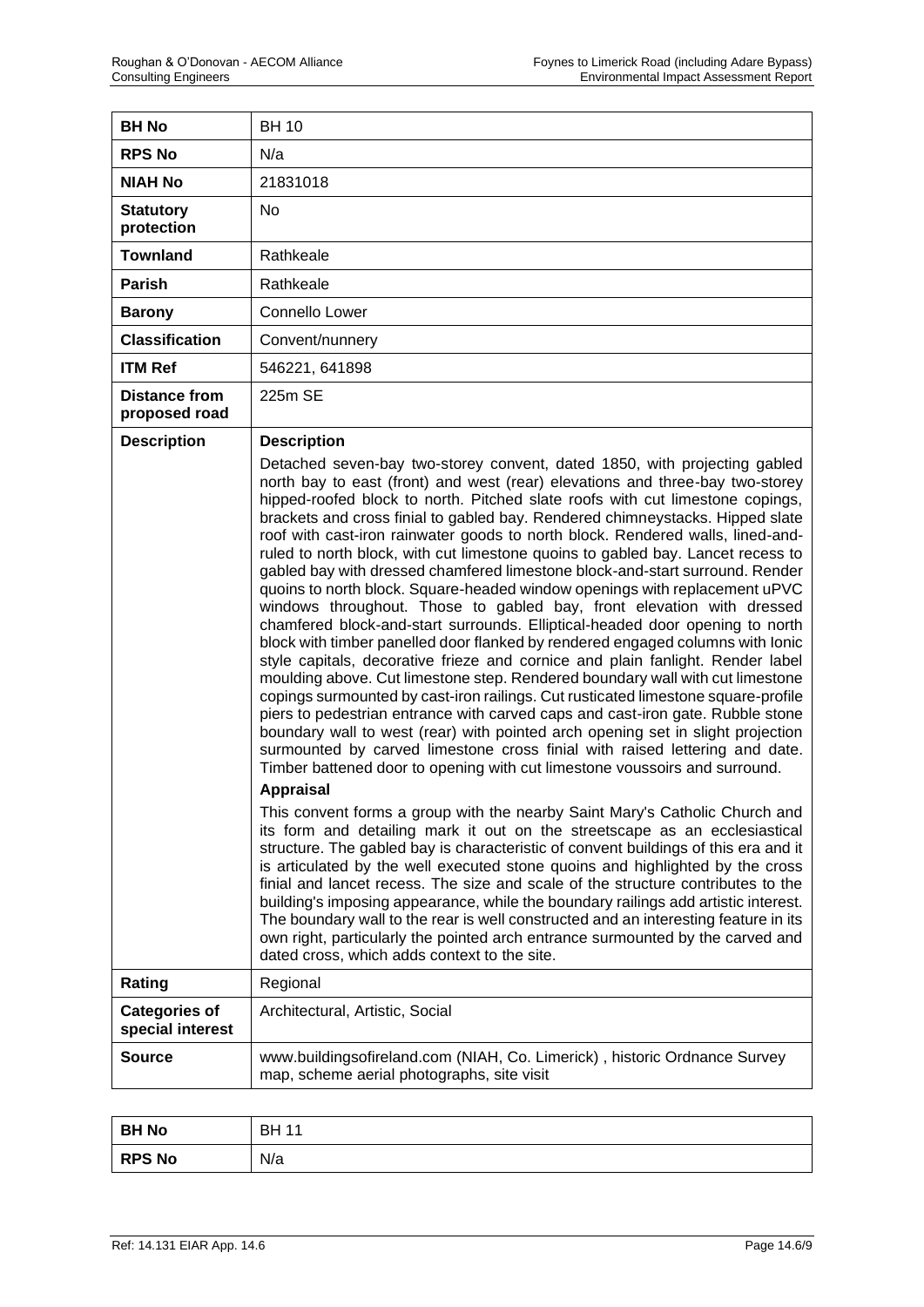| BH No | BH 10 |
|---|---|
| RPS No | N/a |
| NIAH No | 21831018 |
| Statutory protection | No |
| Townland | Rathkeale |
| Parish | Rathkeale |
| Barony | Connello Lower |
| Classification | Convent/nunnery |
| ITM Ref | 546221, 641898 |
| Distance from proposed road | 225m SE |
| Description | **Description**<br>Detached seven-bay two-storey convent, dated 1850, with projecting gabled north bay to east (front) and west (rear) elevations and three-bay two-storey hipped-roofed block to north. Pitched slate roofs with cut limestone copings, brackets and cross finial to gabled bay. Rendered chimneystacks. Hipped slate roof with cast-iron rainwater goods to north block. Rendered walls, lined-and-ruled to north block, with cut limestone quoins to gabled bay. Lancet recess to gabled bay with dressed chamfered limestone block-and-start surround. Render quoins to north block. Square-headed window openings with replacement uPVC windows throughout. Those to gabled bay, front elevation with dressed chamfered block-and-start surrounds. Elliptical-headed door opening to north block with timber panelled door flanked by rendered engaged columns with Ionic style capitals, decorative frieze and cornice and plain fanlight. Render label moulding above. Cut limestone step. Rendered boundary wall with cut limestone copings surmounted by cast-iron railings. Cut rusticated limestone square-profile piers to pedestrian entrance with carved caps and cast-iron gate. Rubble stone boundary wall to west (rear) with pointed arch opening set in slight projection surmounted by carved limestone cross finial with raised lettering and date. Timber battened door to opening with cut limestone voussoirs and surround.<br>**Appraisal**<br>This convent forms a group with the nearby Saint Mary's Catholic Church and its form and detailing mark it out on the streetscape as an ecclesiastical structure. The gabled bay is characteristic of convent buildings of this era and it is articulated by the well executed stone quoins and highlighted by the cross finial and lancet recess. The size and scale of the structure contributes to the building's imposing appearance, while the boundary railings add artistic interest. The boundary wall to the rear is well constructed and an interesting feature in its own right, particularly the pointed arch entrance surmounted by the carved and dated cross, which adds context to the site. |
| Rating | Regional |
| Categories of special interest | Architectural, Artistic, Social |
| Source | www.buildingsofireland.com (NIAH, Co. Limerick) , historic Ordnance Survey map, scheme aerial photographs, site visit |

| BH No | BH 11 |
|---|---|
| RPS No | N/a |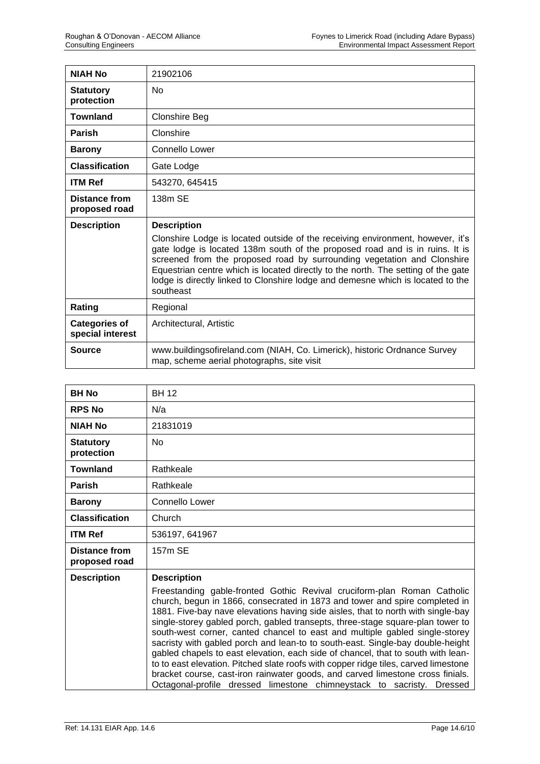| NIAH No | 21902106 |
|---|---|
| **Statutory protection** | No |
| **Townland** | Clonshire Beg |
| **Parish** | Clonshire |
| **Barony** | Connello Lower |
| **Classification** | Gate Lodge |
| **ITM Ref** | 543270, 645415 |
| **Distance from proposed road** | 138m SE |
| **Description** | **Description**<br>Clonshire Lodge is located outside of the receiving environment, however, it's gate lodge is located 138m south of the proposed road and is in ruins. It is screened from the proposed road by surrounding vegetation and Clonshire Equestrian centre which is located directly to the north. The setting of the gate lodge is directly linked to Clonshire lodge and demesne which is located to the southeast |
| **Rating** | Regional |
| **Categories of special interest** | Architectural, Artistic |
| **Source** | www.buildingsofireland.com (NIAH, Co. Limerick), historic Ordnance Survey map, scheme aerial photographs, site visit |

| BH No | BH 12 |
|---|---|
| **RPS No** | N/a |
| **NIAH No** | 21831019 |
| **Statutory protection** | No |
| **Townland** | Rathkeale |
| **Parish** | Rathkeale |
| **Barony** | Connello Lower |
| **Classification** | Church |
| **ITM Ref** | 536197, 641967 |
| **Distance from proposed road** | 157m SE |
| **Description** | **Description**<br>Freestanding gable-fronted Gothic Revival cruciform-plan Roman Catholic church, begun in 1866, consecrated in 1873 and tower and spire completed in 1881. Five-bay nave elevations having side aisles, that to north with single-bay single-storey gabled porch, gabled transepts, three-stage square-plan tower to south-west corner, canted chancel to east and multiple gabled single-storey sacristy with gabled porch and lean-to to south-east. Single-bay double-height gabled chapels to east elevation, each side of chancel, that to south with lean-to to east elevation. Pitched slate roofs with copper ridge tiles, carved limestone bracket course, cast-iron rainwater goods, and carved limestone cross finials. Octagonal-profile dressed limestone chimneystack to sacristy. Dressed |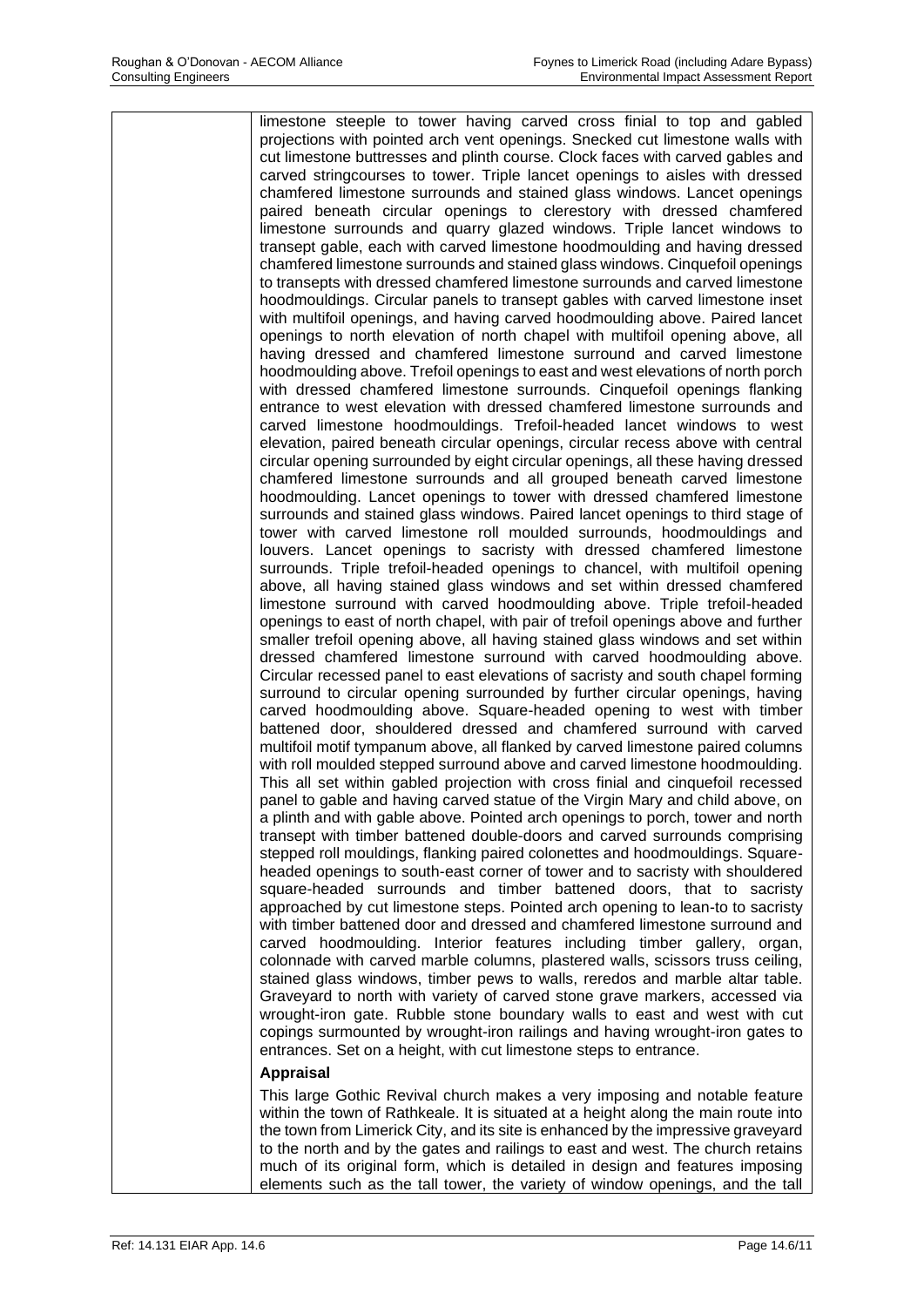| | limestone steeple to tower having carved cross finial to top and gabled projections with pointed arch vent openings. Snecked cut limestone walls with cut limestone buttresses and plinth course. Clock faces with carved gables and carved stringcourses to tower. Triple lancet openings to aisles with dressed chamfered limestone surrounds and stained glass windows. Lancet openings paired beneath circular openings to clerestory with dressed chamfered limestone surrounds and quarry glazed windows. Triple lancet windows to transept gable, each with carved limestone hoodmoulding and having dressed chamfered limestone surrounds and stained glass windows. Cinquefoil openings to transepts with dressed chamfered limestone surrounds and carved limestone hoodmouldings. Circular panels to transept gables with carved limestone inset with multifoil openings, and having carved hoodmoulding above. Paired lancet openings to north elevation of north chapel with multifoil opening above, all having dressed and chamfered limestone surround and carved limestone hoodmoulding above. Trefoil openings to east and west elevations of north porch with dressed chamfered limestone surrounds. Cinquefoil openings flanking entrance to west elevation with dressed chamfered limestone surrounds and carved limestone hoodmouldings. Trefoil-headed lancet windows to west elevation, paired beneath circular openings, circular recess above with central circular opening surrounded by eight circular openings, all these having dressed chamfered limestone surrounds and all grouped beneath carved limestone hoodmoulding. Lancet openings to tower with dressed chamfered limestone surrounds and stained glass windows. Paired lancet openings to third stage of tower with carved limestone roll moulded surrounds, hoodmouldings and louvers. Lancet openings to sacristy with dressed chamfered limestone surrounds. Triple trefoil-headed openings to chancel, with multifoil opening above, all having stained glass windows and set within dressed chamfered limestone surround with carved hoodmoulding above. Triple trefoil-headed openings to east of north chapel, with pair of trefoil openings above and further smaller trefoil opening above, all having stained glass windows and set within dressed chamfered limestone surround with carved hoodmoulding above. Circular recessed panel to east elevations of sacristy and south chapel forming surround to circular opening surrounded by further circular openings, having carved hoodmoulding above. Square-headed opening to west with timber battened door, shouldered dressed and chamfered surround with carved multifoil motif tympanum above, all flanked by carved limestone paired columns with roll moulded stepped surround above and carved limestone hoodmoulding. This all set within gabled projection with cross finial and cinquefoil recessed panel to gable and having carved statue of the Virgin Mary and child above, on a plinth and with gable above. Pointed arch openings to porch, tower and north transept with timber battened double-doors and carved surrounds comprising stepped roll mouldings, flanking paired colonettes and hoodmouldings. Square-headed openings to south-east corner of tower and to sacristy with shouldered square-headed surrounds and timber battened doors, that to sacristy approached by cut limestone steps. Pointed arch opening to lean-to to sacristy with timber battened door and dressed and chamfered limestone surround and carved hoodmoulding. Interior features including timber gallery, organ, colonnade with carved marble columns, plastered walls, scissors truss ceiling, stained glass windows, timber pews to walls, reredos and marble altar table. Graveyard to north with variety of carved stone grave markers, accessed via wrought-iron gate. Rubble stone boundary walls to east and west with cut copings surmounted by wrought-iron railings and having wrought-iron gates to entrances. Set on a height, with cut limestone steps to entrance.<br><br>**Appraisal**<br><br>This large Gothic Revival church makes a very imposing and notable feature within the town of Rathkeale. It is situated at a height along the main route into the town from Limerick City, and its site is enhanced by the impressive graveyard to the north and by the gates and railings to east and west. The church retains much of its original form, which is detailed in design and features imposing elements such as the tall tower, the variety of window openings, and the tall |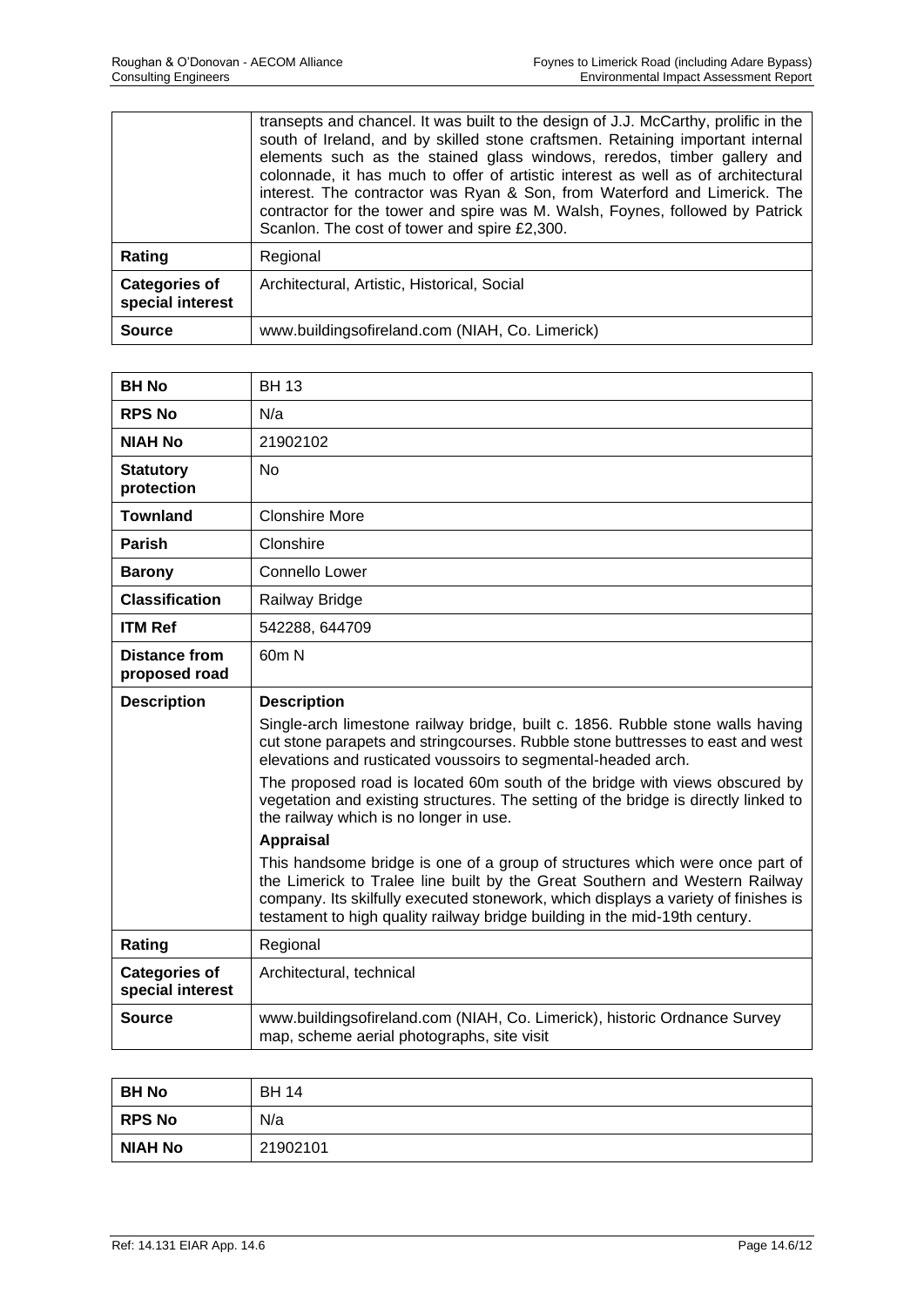| | |
|---|---|
| | transepts and chancel. It was built to the design of J.J. McCarthy, prolific in the south of Ireland, and by skilled stone craftsmen. Retaining important internal elements such as the stained glass windows, reredos, timber gallery and colonnade, it has much to offer of artistic interest as well as of architectural interest. The contractor was Ryan & Son, from Waterford and Limerick. The contractor for the tower and spire was M. Walsh, Foynes, followed by Patrick Scanlon. The cost of tower and spire £2,300. |
| **Rating** | Regional |
| **Categories of special interest** | Architectural, Artistic, Historical, Social |
| **Source** | www.buildingsofireland.com (NIAH, Co. Limerick) |

| **BH No** | BH 13 |
|---|---|
| **RPS No** | N/a |
| **NIAH No** | 21902102 |
| **Statutory protection** | No |
| **Townland** | Clonshire More |
| **Parish** | Clonshire |
| **Barony** | Connello Lower |
| **Classification** | Railway Bridge |
| **ITM Ref** | 542288, 644709 |
| **Distance from proposed road** | 60m N |
| **Description** | **Description**<br>Single-arch limestone railway bridge, built c. 1856. Rubble stone walls having cut stone parapets and stringcourses. Rubble stone buttresses to east and west elevations and rusticated voussoirs to segmental-headed arch.<br>The proposed road is located 60m south of the bridge with views obscured by vegetation and existing structures. The setting of the bridge is directly linked to the railway which is no longer in use.<br>**Appraisal**<br>This handsome bridge is one of a group of structures which were once part of the Limerick to Tralee line built by the Great Southern and Western Railway company. Its skilfully executed stonework, which displays a variety of finishes is testament to high quality railway bridge building in the mid-19th century. |
| **Rating** | Regional |
| **Categories of special interest** | Architectural, technical |
| **Source** | www.buildingsofireland.com (NIAH, Co. Limerick), historic Ordnance Survey map, scheme aerial photographs, site visit |

| **BH No** | BH 14 |
|---|---|
| **RPS No** | N/a |
| **NIAH No** | 21902101 |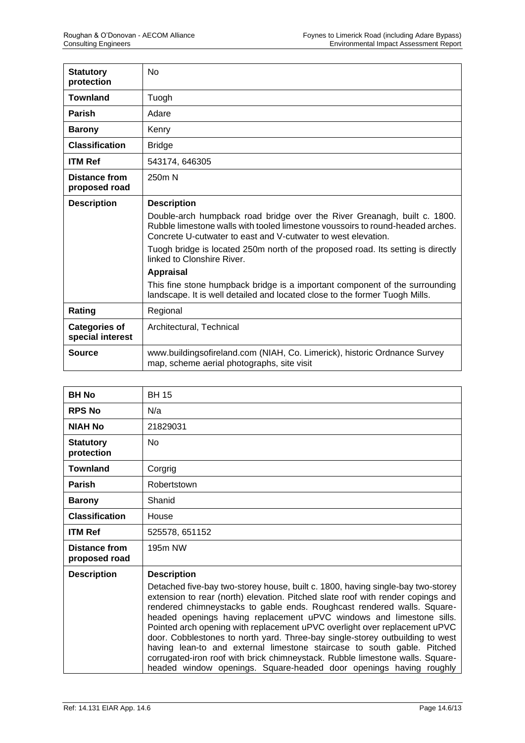| | |
|---|---|
| **Statutory protection** | No |
| **Townland** | Tuogh |
| **Parish** | Adare |
| **Barony** | Kenry |
| **Classification** | Bridge |
| **ITM Ref** | 543174, 646305 |
| **Distance from proposed road** | 250m N |
| **Description** | **Description**<br>Double-arch humpback road bridge over the River Greanagh, built c. 1800. Rubble limestone walls with tooled limestone voussoirs to round-headed arches. Concrete U-cutwater to east and V-cutwater to west elevation.<br>Tuogh bridge is located 250m north of the proposed road. Its setting is directly linked to Clonshire River.<br>**Appraisal**<br>This fine stone humpback bridge is a important component of the surrounding landscape. It is well detailed and located close to the former Tuogh Mills. |
| **Rating** | Regional |
| **Categories of special interest** | Architectural, Technical |
| **Source** | www.buildingsofireland.com (NIAH, Co. Limerick), historic Ordnance Survey map, scheme aerial photographs, site visit |

| | |
|---|---|
| **BH No** | BH 15 |
| **RPS No** | N/a |
| **NIAH No** | 21829031 |
| **Statutory protection** | No |
| **Townland** | Corgrig |
| **Parish** | Robertstown |
| **Barony** | Shanid |
| **Classification** | House |
| **ITM Ref** | 525578, 651152 |
| **Distance from proposed road** | 195m NW |
| **Description** | **Description**<br>Detached five-bay two-storey house, built c. 1800, having single-bay two-storey extension to rear (north) elevation. Pitched slate roof with render copings and rendered chimneystacks to gable ends. Roughcast rendered walls. Square-headed openings having replacement uPVC windows and limestone sills. Pointed arch opening with replacement uPVC overlight over replacement uPVC door. Cobblestones to north yard. Three-bay single-storey outbuilding to west having lean-to and external limestone staircase to south gable. Pitched corrugated-iron roof with brick chimneystack. Rubble limestone walls. Square-headed window openings. Square-headed door openings having roughly |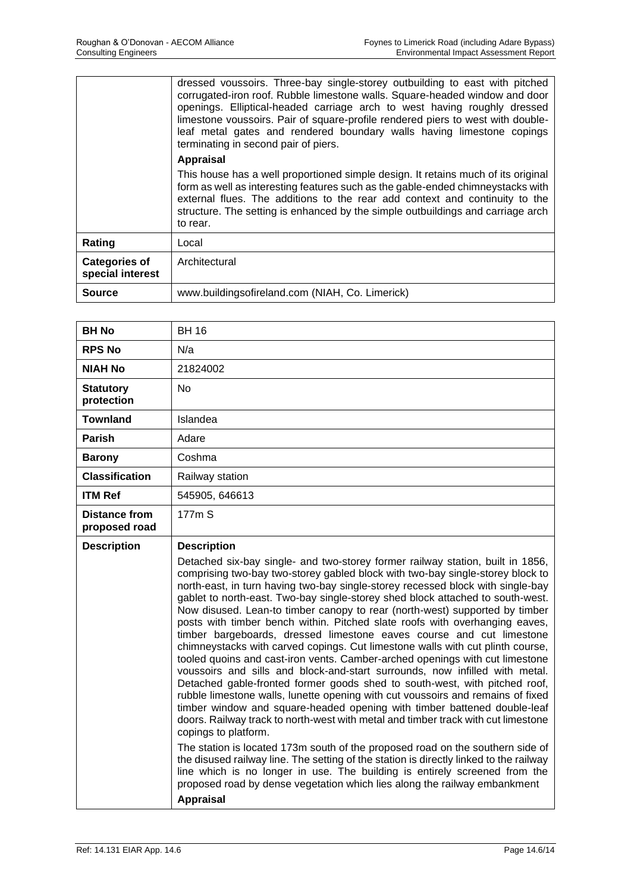| | |
|---|---|
| | dressed voussoirs. Three-bay single-storey outbuilding to east with pitched corrugated-iron roof. Rubble limestone walls. Square-headed window and door openings. Elliptical-headed carriage arch to west having roughly dressed limestone voussoirs. Pair of square-profile rendered piers to west with double-leaf metal gates and rendered boundary walls having limestone copings terminating in second pair of piers.<br><br>**Appraisal**<br><br>This house has a well proportioned simple design. It retains much of its original form as well as interesting features such as the gable-ended chimneystacks with external flues. The additions to the rear add context and continuity to the structure. The setting is enhanced by the simple outbuildings and carriage arch to rear. |
| **Rating** | Local |
| **Categories of special interest** | Architectural |
| **Source** | www.buildingsofireland.com (NIAH, Co. Limerick) |

| | |
|---|---|
| **BH No** | BH 16 |
| **RPS No** | N/a |
| **NIAH No** | 21824002 |
| **Statutory protection** | No |
| **Townland** | Islandea |
| **Parish** | Adare |
| **Barony** | Coshma |
| **Classification** | Railway station |
| **ITM Ref** | 545905, 646613 |
| **Distance from proposed road** | 177m S |
| **Description** | **Description**<br><br>Detached six-bay single- and two-storey former railway station, built in 1856, comprising two-bay two-storey gabled block with two-bay single-storey block to north-east, in turn having two-bay single-storey recessed block with single-bay gablet to north-east. Two-bay single-storey shed block attached to south-west. Now disused. Lean-to timber canopy to rear (north-west) supported by timber posts with timber bench within. Pitched slate roofs with overhanging eaves, timber bargeboards, dressed limestone eaves course and cut limestone chimneystacks with carved copings. Cut limestone walls with cut plinth course, tooled quoins and cast-iron vents. Camber-arched openings with cut limestone voussoirs and sills and block-and-start surrounds, now infilled with metal. Detached gable-fronted former goods shed to south-west, with pitched roof, rubble limestone walls, lunette opening with cut voussoirs and remains of fixed timber window and square-headed opening with timber battened double-leaf doors. Railway track to north-west with metal and timber track with cut limestone copings to platform.<br><br>The station is located 173m south of the proposed road on the southern side of the disused railway line. The setting of the station is directly linked to the railway line which is no longer in use. The building is entirely screened from the proposed road by dense vegetation which lies along the railway embankment<br><br>**Appraisal** |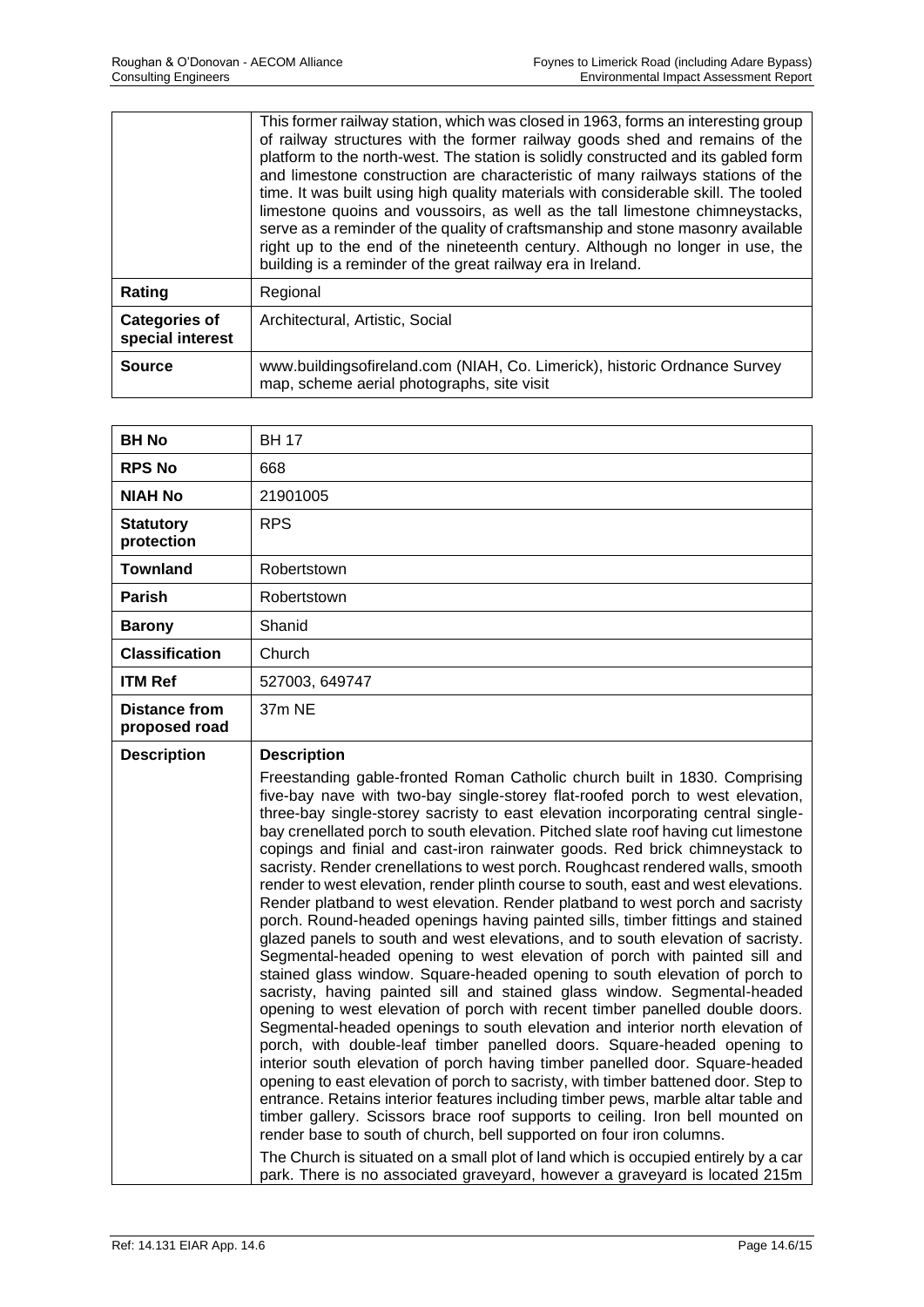| | |
|---|---|
| | This former railway station, which was closed in 1963, forms an interesting group of railway structures with the former railway goods shed and remains of the platform to the north-west. The station is solidly constructed and its gabled form and limestone construction are characteristic of many railways stations of the time. It was built using high quality materials with considerable skill. The tooled limestone quoins and voussoirs, as well as the tall limestone chimneystacks, serve as a reminder of the quality of craftsmanship and stone masonry available right up to the end of the nineteenth century. Although no longer in use, the building is a reminder of the great railway era in Ireland. |
| **Rating** | Regional |
| **Categories of special interest** | Architectural, Artistic, Social |
| **Source** | www.buildingsofireland.com (NIAH, Co. Limerick), historic Ordnance Survey map, scheme aerial photographs, site visit |

| | |
|---|---|
| **BH No** | BH 17 |
| **RPS No** | 668 |
| **NIAH No** | 21901005 |
| **Statutory protection** | RPS |
| **Townland** | Robertstown |
| **Parish** | Robertstown |
| **Barony** | Shanid |
| **Classification** | Church |
| **ITM Ref** | 527003, 649747 |
| **Distance from proposed road** | 37m NE |
| **Description** | **Description**<br>Freestanding gable-fronted Roman Catholic church built in 1830. Comprising five-bay nave with two-bay single-storey flat-roofed porch to west elevation, three-bay single-storey sacristy to east elevation incorporating central single-bay crenellated porch to south elevation. Pitched slate roof having cut limestone copings and finial and cast-iron rainwater goods. Red brick chimneystack to sacristy. Render crenellations to west porch. Roughcast rendered walls, smooth render to west elevation, render plinth course to south, east and west elevations. Render platband to west elevation. Render platband to west porch and sacristy porch. Round-headed openings having painted sills, timber fittings and stained glazed panels to south and west elevations, and to south elevation of sacristy. Segmental-headed opening to west elevation of porch with painted sill and stained glass window. Square-headed opening to south elevation of porch to sacristy, having painted sill and stained glass window. Segmental-headed opening to west elevation of porch with recent timber panelled double doors. Segmental-headed openings to south elevation and interior north elevation of porch, with double-leaf timber panelled doors. Square-headed opening to interior south elevation of porch having timber panelled door. Square-headed opening to east elevation of porch to sacristy, with timber battened door. Step to entrance. Retains interior features including timber pews, marble altar table and timber gallery. Scissors brace roof supports to ceiling. Iron bell mounted on render base to south of church, bell supported on four iron columns.<br>The Church is situated on a small plot of land which is occupied entirely by a car park. There is no associated graveyard, however a graveyard is located 215m |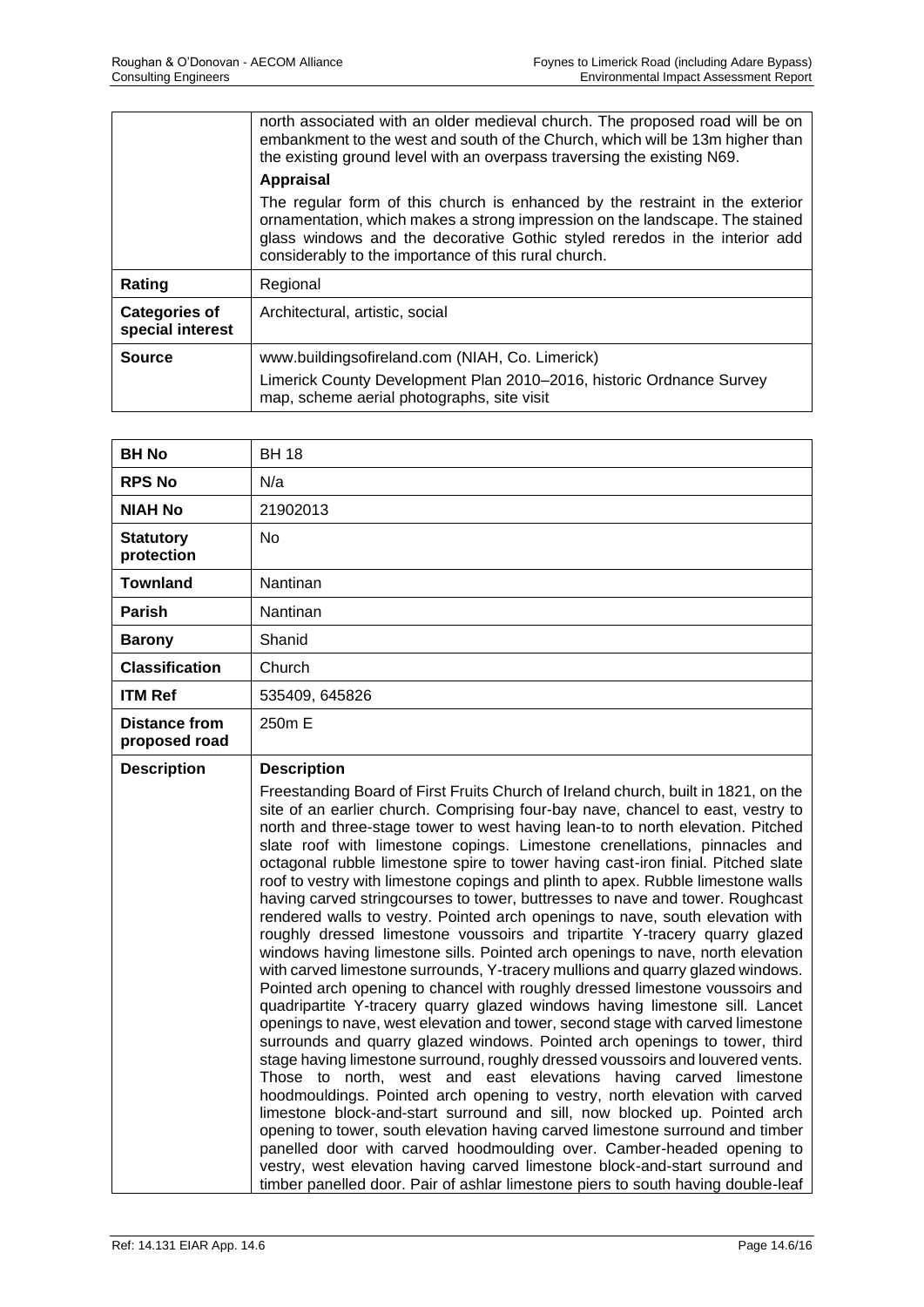| | |
|---|---|
| | north associated with an older medieval church. The proposed road will be on embankment to the west and south of the Church, which will be 13m higher than the existing ground level with an overpass traversing the existing N69.<br>**Appraisal**<br>The regular form of this church is enhanced by the restraint in the exterior ornamentation, which makes a strong impression on the landscape. The stained glass windows and the decorative Gothic styled reredos in the interior add considerably to the importance of this rural church. |
| **Rating** | Regional |
| **Categories of special interest** | Architectural, artistic, social |
| **Source** | www.buildingsofireland.com (NIAH, Co. Limerick)<br>Limerick County Development Plan 2010–2016, historic Ordnance Survey map, scheme aerial photographs, site visit |

| | |
|---|---|
| **BH No** | BH 18 |
| **RPS No** | N/a |
| **NIAH No** | 21902013 |
| **Statutory protection** | No |
| **Townland** | Nantinan |
| **Parish** | Nantinan |
| **Barony** | Shanid |
| **Classification** | Church |
| **ITM Ref** | 535409, 645826 |
| **Distance from proposed road** | 250m E |
| **Description** | **Description**<br>Freestanding Board of First Fruits Church of Ireland church, built in 1821, on the site of an earlier church. Comprising four-bay nave, chancel to east, vestry to north and three-stage tower to west having lean-to to north elevation. Pitched slate roof with limestone copings. Limestone crenellations, pinnacles and octagonal rubble limestone spire to tower having cast-iron finial. Pitched slate roof to vestry with limestone copings and plinth to apex. Rubble limestone walls having carved stringcourses to tower, buttresses to nave and tower. Roughcast rendered walls to vestry. Pointed arch openings to nave, south elevation with roughly dressed limestone voussoirs and tripartite Y-tracery quarry glazed windows having limestone sills. Pointed arch openings to nave, north elevation with carved limestone surrounds, Y-tracery mullions and quarry glazed windows. Pointed arch opening to chancel with roughly dressed limestone voussoirs and quadripartite Y-tracery quarry glazed windows having limestone sill. Lancet openings to nave, west elevation and tower, second stage with carved limestone surrounds and quarry glazed windows. Pointed arch openings to tower, third stage having limestone surround, roughly dressed voussoirs and louvered vents. Those to north, west and east elevations having carved limestone hoodmouldings. Pointed arch opening to vestry, north elevation with carved limestone block-and-start surround and sill, now blocked up. Pointed arch opening to tower, south elevation having carved limestone surround and timber panelled door with carved hoodmoulding over. Camber-headed opening to vestry, west elevation having carved limestone block-and-start surround and timber panelled door. Pair of ashlar limestone piers to south having double-leaf |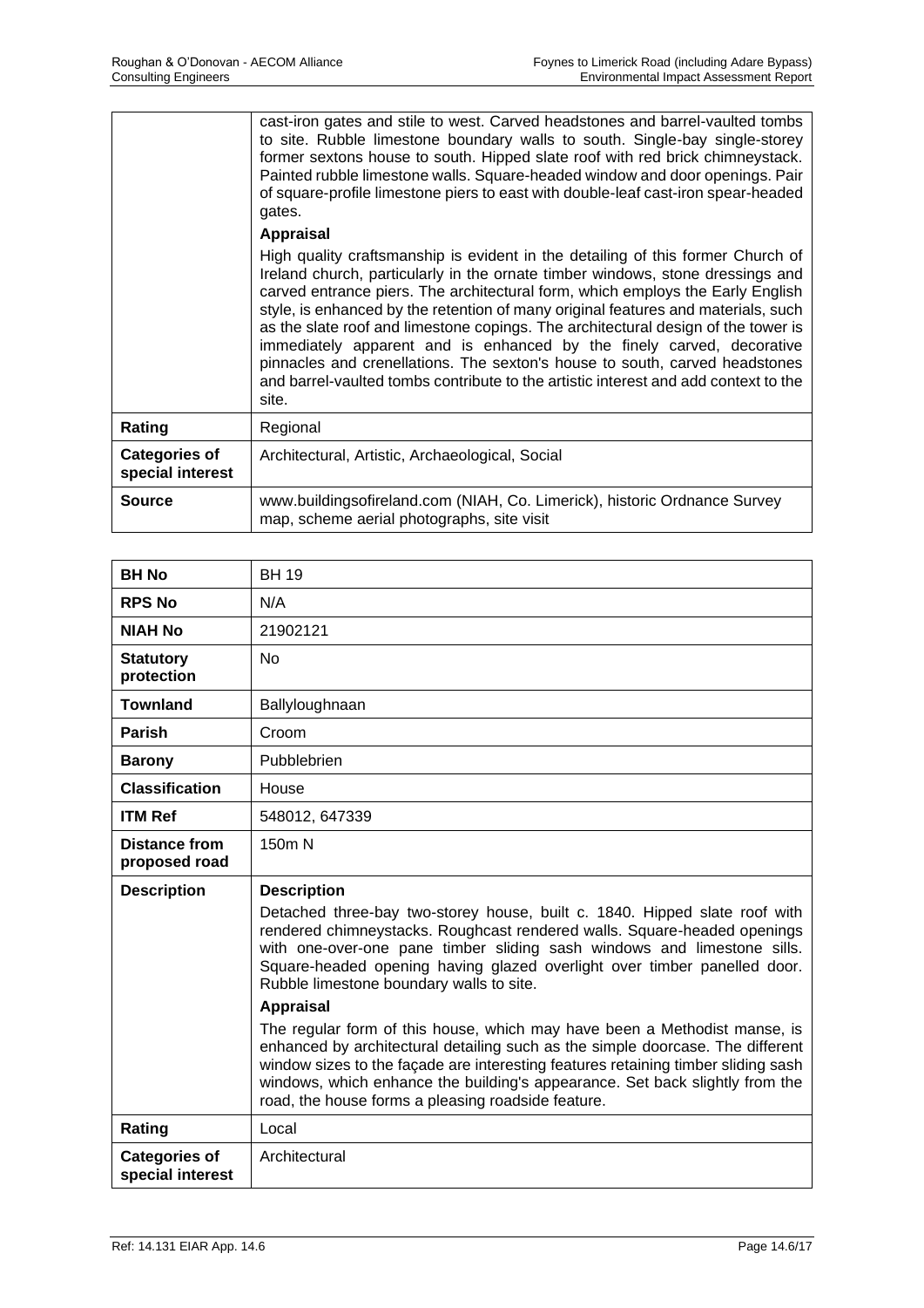| | |
|---|---|
| | cast-iron gates and stile to west. Carved headstones and barrel-vaulted tombs to site. Rubble limestone boundary walls to south. Single-bay single-storey former sextons house to south. Hipped slate roof with red brick chimneystack. Painted rubble limestone walls. Square-headed window and door openings. Pair of square-profile limestone piers to east with double-leaf cast-iron spear-headed gates.<br>**Appraisal**<br>High quality craftsmanship is evident in the detailing of this former Church of Ireland church, particularly in the ornate timber windows, stone dressings and carved entrance piers. The architectural form, which employs the Early English style, is enhanced by the retention of many original features and materials, such as the slate roof and limestone copings. The architectural design of the tower is immediately apparent and is enhanced by the finely carved, decorative pinnacles and crenellations. The sexton's house to south, carved headstones and barrel-vaulted tombs contribute to the artistic interest and add context to the site. |
| **Rating** | Regional |
| **Categories of special interest** | Architectural, Artistic, Archaeological, Social |
| **Source** | www.buildingsofireland.com (NIAH, Co. Limerick), historic Ordnance Survey map, scheme aerial photographs, site visit |

| **BH No** | BH 19 |
|---|---|
| **RPS No** | N/A |
| **NIAH No** | 21902121 |
| **Statutory protection** | No |
| **Townland** | Ballyloughnaan |
| **Parish** | Croom |
| **Barony** | Pubblebrien |
| **Classification** | House |
| **ITM Ref** | 548012, 647339 |
| **Distance from proposed road** | 150m N |
| **Description** | **Description**<br>Detached three-bay two-storey house, built c. 1840. Hipped slate roof with rendered chimneystacks. Roughcast rendered walls. Square-headed openings with one-over-one pane timber sliding sash windows and limestone sills. Square-headed opening having glazed overlight over timber panelled door. Rubble limestone boundary walls to site.<br>**Appraisal**<br>The regular form of this house, which may have been a Methodist manse, is enhanced by architectural detailing such as the simple doorcase. The different window sizes to the façade are interesting features retaining timber sliding sash windows, which enhance the building's appearance. Set back slightly from the road, the house forms a pleasing roadside feature. |
| **Rating** | Local |
| **Categories of special interest** | Architectural |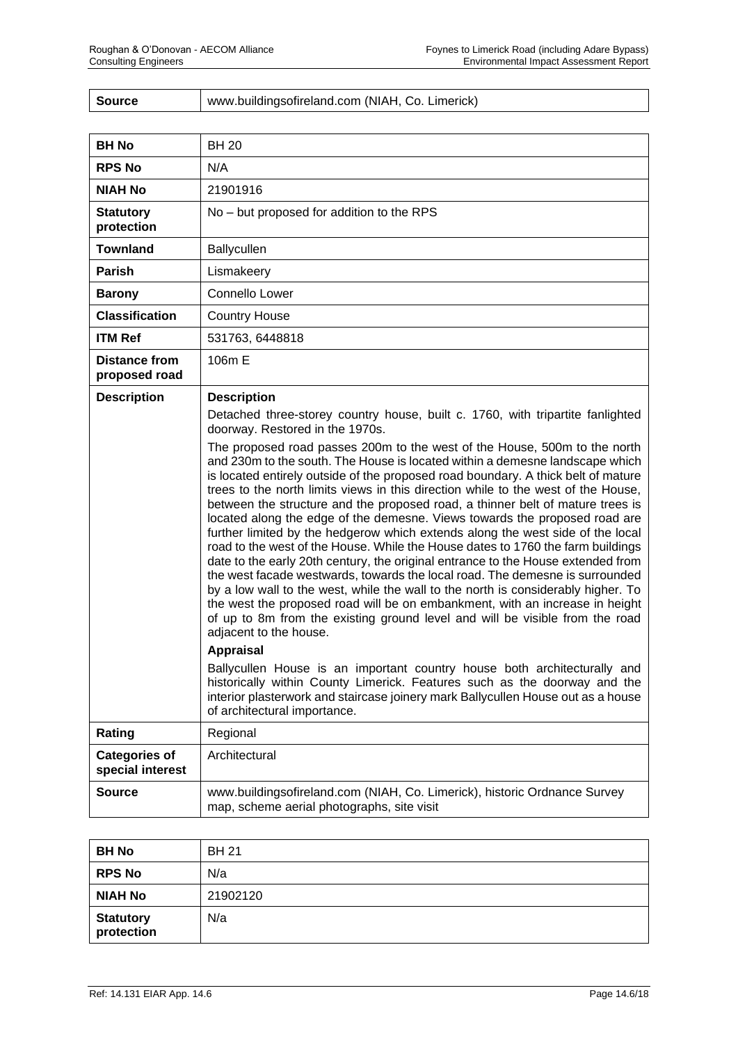| Source | www.buildingsofireland.com (NIAH, Co. Limerick) |
|---|---|

| BH No | BH 20 |
|---|---|
| **RPS No** | N/A |
| **NIAH No** | 21901916 |
| **Statutory protection** | No – but proposed for addition to the RPS |
| **Townland** | Ballycullen |
| **Parish** | Lismakeery |
| **Barony** | Connello Lower |
| **Classification** | Country House |
| **ITM Ref** | 531763, 6448818 |
| **Distance from proposed road** | 106m E |
| **Description** | **Description**<br>Detached three-storey country house, built c. 1760, with tripartite fanlighted doorway. Restored in the 1970s.<br>The proposed road passes 200m to the west of the House, 500m to the north and 230m to the south. The House is located within a demesne landscape which is located entirely outside of the proposed road boundary. A thick belt of mature trees to the north limits views in this direction while to the west of the House, between the structure and the proposed road, a thinner belt of mature trees is located along the edge of the demesne. Views towards the proposed road are further limited by the hedgerow which extends along the west side of the local road to the west of the House. While the House dates to 1760 the farm buildings date to the early 20th century, the original entrance to the House extended from the west facade westwards, towards the local road. The demesne is surrounded by a low wall to the west, while the wall to the north is considerably higher. To the west the proposed road will be on embankment, with an increase in height of up to 8m from the existing ground level and will be visible from the road adjacent to the house.<br>**Appraisal**<br>Ballycullen House is an important country house both architecturally and historically within County Limerick. Features such as the doorway and the interior plasterwork and staircase joinery mark Ballycullen House out as a house of architectural importance. |
| **Rating** | Regional |
| **Categories of special interest** | Architectural |
| **Source** | www.buildingsofireland.com (NIAH, Co. Limerick), historic Ordnance Survey map, scheme aerial photographs, site visit |

| BH No | BH 21 |
|---|---|
| **RPS No** | N/a |
| **NIAH No** | 21902120 |
| **Statutory protection** | N/a |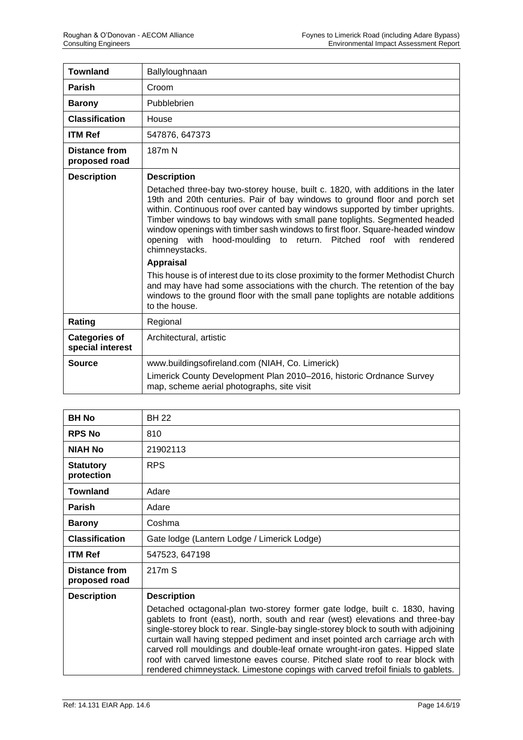| **Townland** | Ballyloughnaan |
|---|---|
| **Parish** | Croom |
| **Barony** | Pubblebrien |
| **Classification** | House |
| **ITM Ref** | 547876, 647373 |
| **Distance from proposed road** | 187m N |
| **Description** | **Description**<br>Detached three-bay two-storey house, built c. 1820, with additions in the later 19th and 20th centuries. Pair of bay windows to ground floor and porch set within. Continuous roof over canted bay windows supported by timber uprights. Timber windows to bay windows with small pane toplights. Segmented headed window openings with timber sash windows to first floor. Square-headed window opening with hood-moulding to return. Pitched roof with rendered chimneystacks.<br>**Appraisal**<br>This house is of interest due to its close proximity to the former Methodist Church and may have had some associations with the church. The retention of the bay windows to the ground floor with the small pane toplights are notable additions to the house. |
| **Rating** | Regional |
| **Categories of special interest** | Architectural, artistic |
| **Source** | www.buildingsofireland.com (NIAH, Co. Limerick)<br>Limerick County Development Plan 2010–2016, historic Ordnance Survey map, scheme aerial photographs, site visit |

| **BH No** | BH 22 |
|---|---|
| **RPS No** | 810 |
| **NIAH No** | 21902113 |
| **Statutory protection** | RPS |
| **Townland** | Adare |
| **Parish** | Adare |
| **Barony** | Coshma |
| **Classification** | Gate lodge (Lantern Lodge / Limerick Lodge) |
| **ITM Ref** | 547523, 647198 |
| **Distance from proposed road** | 217m S |
| **Description** | **Description**<br>Detached octagonal-plan two-storey former gate lodge, built c. 1830, having gablets to front (east), north, south and rear (west) elevations and three-bay single-storey block to rear. Single-bay single-storey block to south with adjoining curtain wall having stepped pediment and inset pointed arch carriage arch with carved roll mouldings and double-leaf ornate wrought-iron gates. Hipped slate roof with carved limestone eaves course. Pitched slate roof to rear block with rendered chimneystack. Limestone copings with carved trefoil finials to gablets. |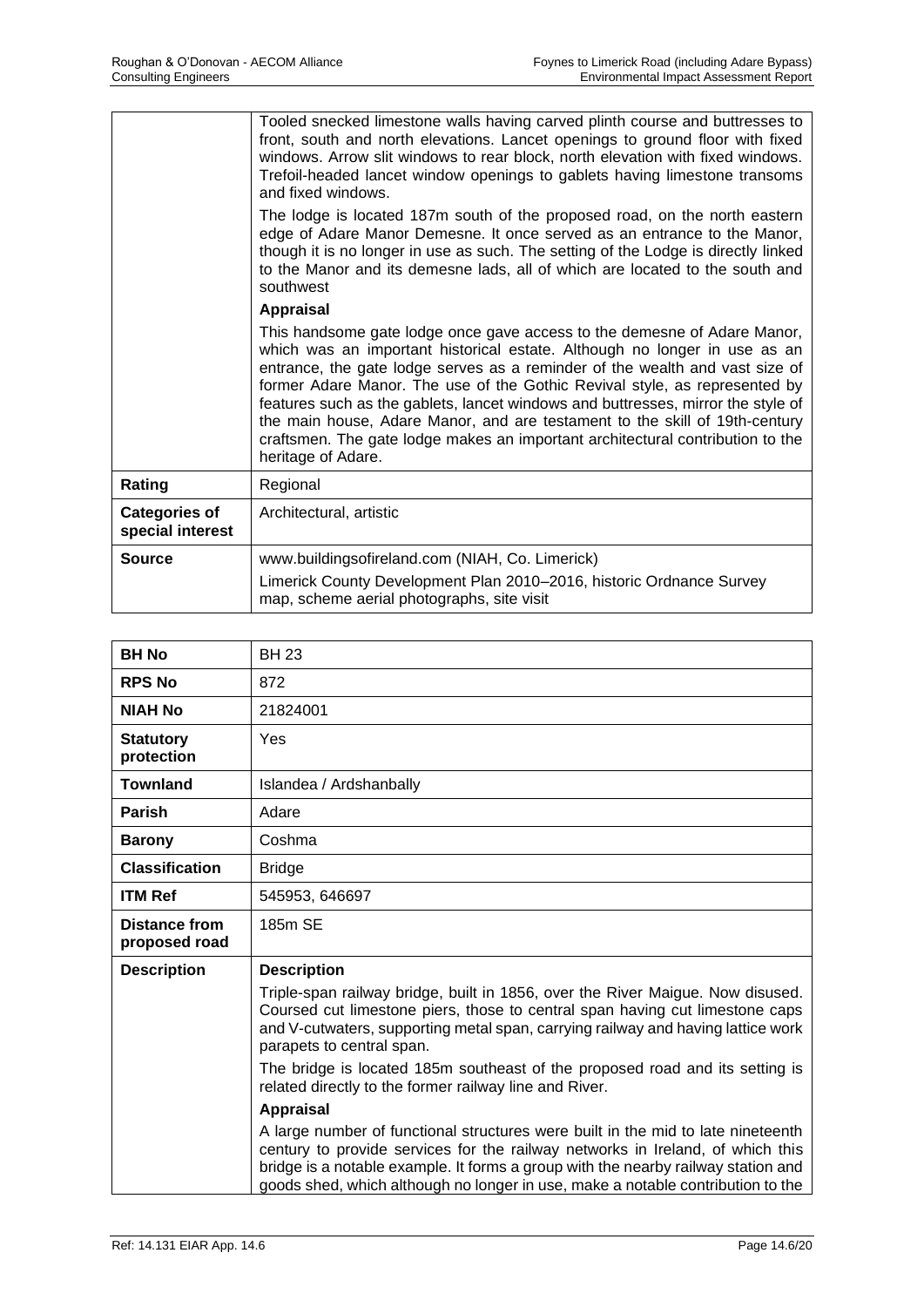| | |
|---|---|
| | Tooled snecked limestone walls having carved plinth course and buttresses to front, south and north elevations. Lancet openings to ground floor with fixed windows. Arrow slit windows to rear block, north elevation with fixed windows. Trefoil-headed lancet window openings to gablets having limestone transoms and fixed windows.<br><br>The lodge is located 187m south of the proposed road, on the north eastern edge of Adare Manor Demesne. It once served as an entrance to the Manor, though it is no longer in use as such. The setting of the Lodge is directly linked to the Manor and its demesne lads, all of which are located to the south and southwest<br><br>**Appraisal**<br><br>This handsome gate lodge once gave access to the demesne of Adare Manor, which was an important historical estate. Although no longer in use as an entrance, the gate lodge serves as a reminder of the wealth and vast size of former Adare Manor. The use of the Gothic Revival style, as represented by features such as the gablets, lancet windows and buttresses, mirror the style of the main house, Adare Manor, and are testament to the skill of 19th-century craftsmen. The gate lodge makes an important architectural contribution to the heritage of Adare. |
| **Rating** | Regional |
| **Categories of special interest** | Architectural, artistic |
| **Source** | www.buildingsofireland.com (NIAH, Co. Limerick)<br><br>Limerick County Development Plan 2010–2016, historic Ordnance Survey map, scheme aerial photographs, site visit |

| **BH No** | BH 23 |
|---|---|
| **RPS No** | 872 |
| **NIAH No** | 21824001 |
| **Statutory protection** | Yes |
| **Townland** | Islandea / Ardshanbally |
| **Parish** | Adare |
| **Barony** | Coshma |
| **Classification** | Bridge |
| **ITM Ref** | 545953, 646697 |
| **Distance from proposed road** | 185m SE |
| **Description** | **Description**<br><br>Triple-span railway bridge, built in 1856, over the River Maigue. Now disused. Coursed cut limestone piers, those to central span having cut limestone caps and V-cutwaters, supporting metal span, carrying railway and having lattice work parapets to central span.<br><br>The bridge is located 185m southeast of the proposed road and its setting is related directly to the former railway line and River.<br><br>**Appraisal**<br><br>A large number of functional structures were built in the mid to late nineteenth century to provide services for the railway networks in Ireland, of which this bridge is a notable example. It forms a group with the nearby railway station and goods shed, which although no longer in use, make a notable contribution to the |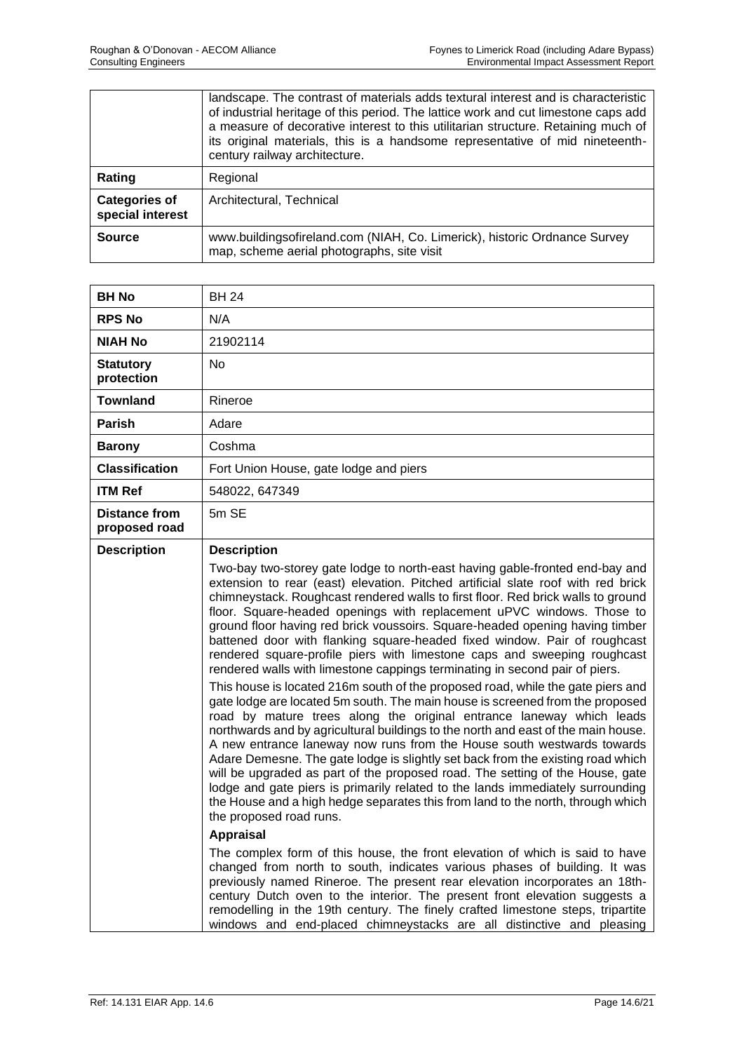| | |
|---|---|
| | landscape. The contrast of materials adds textural interest and is characteristic of industrial heritage of this period. The lattice work and cut limestone caps add a measure of decorative interest to this utilitarian structure. Retaining much of its original materials, this is a handsome representative of mid nineteenth-century railway architecture. |
| **Rating** | Regional |
| **Categories of special interest** | Architectural, Technical |
| **Source** | www.buildingsofireland.com (NIAH, Co. Limerick), historic Ordnance Survey map, scheme aerial photographs, site visit |

| | |
|---|---|
| **BH No** | BH 24 |
| **RPS No** | N/A |
| **NIAH No** | 21902114 |
| **Statutory protection** | No |
| **Townland** | Rineroe |
| **Parish** | Adare |
| **Barony** | Coshma |
| **Classification** | Fort Union House, gate lodge and piers |
| **ITM Ref** | 548022, 647349 |
| **Distance from proposed road** | 5m SE |
| **Description** | **Description**<br><br>Two-bay two-storey gate lodge to north-east having gable-fronted end-bay and extension to rear (east) elevation. Pitched artificial slate roof with red brick chimneystack. Roughcast rendered walls to first floor. Red brick walls to ground floor. Square-headed openings with replacement uPVC windows. Those to ground floor having red brick voussoirs. Square-headed opening having timber battened door with flanking square-headed fixed window. Pair of roughcast rendered square-profile piers with limestone caps and sweeping roughcast rendered walls with limestone cappings terminating in second pair of piers.<br><br>This house is located 216m south of the proposed road, while the gate piers and gate lodge are located 5m south. The main house is screened from the proposed road by mature trees along the original entrance laneway which leads northwards and by agricultural buildings to the north and east of the main house. A new entrance laneway now runs from the House south westwards towards Adare Demesne. The gate lodge is slightly set back from the existing road which will be upgraded as part of the proposed road. The setting of the House, gate lodge and gate piers is primarily related to the lands immediately surrounding the House and a high hedge separates this from land to the north, through which the proposed road runs.<br><br>**Appraisal**<br><br>The complex form of this house, the front elevation of which is said to have changed from north to south, indicates various phases of building. It was previously named Rineroe. The present rear elevation incorporates an 18th-century Dutch oven to the interior. The present front elevation suggests a remodelling in the 19th century. The finely crafted limestone steps, tripartite windows and end-placed chimneystacks are all distinctive and pleasing |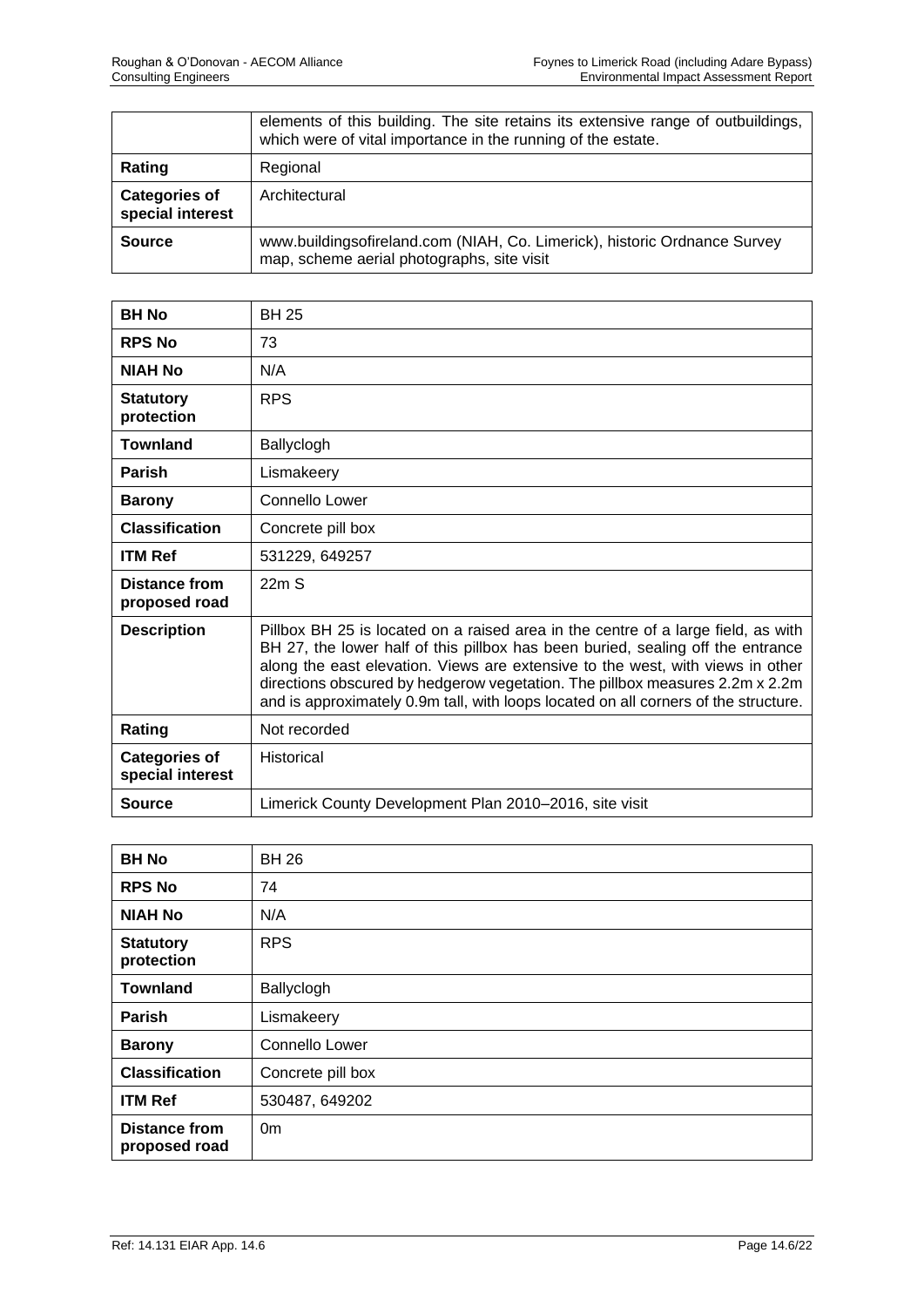| | |
|---|---|
| | elements of this building. The site retains its extensive range of outbuildings, which were of vital importance in the running of the estate. |
| **Rating** | Regional |
| **Categories of special interest** | Architectural |
| **Source** | www.buildingsofireland.com (NIAH, Co. Limerick), historic Ordnance Survey map, scheme aerial photographs, site visit |

| **BH No** | BH 25 |
|---|---|
| **RPS No** | 73 |
| **NIAH No** | N/A |
| **Statutory protection** | RPS |
| **Townland** | Ballyclogh |
| **Parish** | Lismakeery |
| **Barony** | Connello Lower |
| **Classification** | Concrete pill box |
| **ITM Ref** | 531229, 649257 |
| **Distance from proposed road** | 22m S |
| **Description** | Pillbox BH 25 is located on a raised area in the centre of a large field, as with BH 27, the lower half of this pillbox has been buried, sealing off the entrance along the east elevation. Views are extensive to the west, with views in other directions obscured by hedgerow vegetation. The pillbox measures 2.2m x 2.2m and is approximately 0.9m tall, with loops located on all corners of the structure. |
| **Rating** | Not recorded |
| **Categories of special interest** | Historical |
| **Source** | Limerick County Development Plan 2010–2016, site visit |

| **BH No** | BH 26 |
|---|---|
| **RPS No** | 74 |
| **NIAH No** | N/A |
| **Statutory protection** | RPS |
| **Townland** | Ballyclogh |
| **Parish** | Lismakeery |
| **Barony** | Connello Lower |
| **Classification** | Concrete pill box |
| **ITM Ref** | 530487, 649202 |
| **Distance from proposed road** | 0m |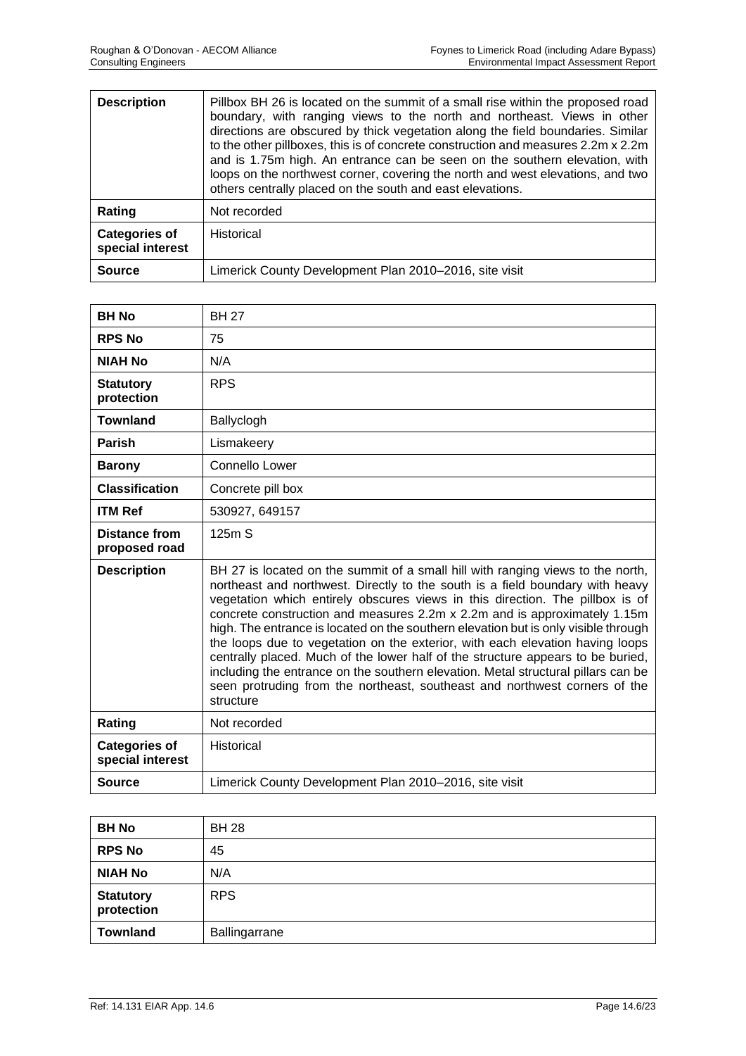| | |
|---|---|
| **Description** | Pillbox BH 26 is located on the summit of a small rise within the proposed road boundary, with ranging views to the north and northeast. Views in other directions are obscured by thick vegetation along the field boundaries. Similar to the other pillboxes, this is of concrete construction and measures 2.2m x 2.2m and is 1.75m high. An entrance can be seen on the southern elevation, with loops on the northwest corner, covering the north and west elevations, and two others centrally placed on the south and east elevations. |
| **Rating** | Not recorded |
| **Categories of special interest** | Historical |
| **Source** | Limerick County Development Plan 2010–2016, site visit |

| | |
|---|---|
| **BH No** | BH 27 |
| **RPS No** | 75 |
| **NIAH No** | N/A |
| **Statutory protection** | RPS |
| **Townland** | Ballyclogh |
| **Parish** | Lismakeery |
| **Barony** | Connello Lower |
| **Classification** | Concrete pill box |
| **ITM Ref** | 530927, 649157 |
| **Distance from proposed road** | 125m S |
| **Description** | BH 27 is located on the summit of a small hill with ranging views to the north, northeast and northwest. Directly to the south is a field boundary with heavy vegetation which entirely obscures views in this direction. The pillbox is of concrete construction and measures 2.2m x 2.2m and is approximately 1.15m high. The entrance is located on the southern elevation but is only visible through the loops due to vegetation on the exterior, with each elevation having loops centrally placed. Much of the lower half of the structure appears to be buried, including the entrance on the southern elevation. Metal structural pillars can be seen protruding from the northeast, southeast and northwest corners of the structure |
| **Rating** | Not recorded |
| **Categories of special interest** | Historical |
| **Source** | Limerick County Development Plan 2010–2016, site visit |

| | |
|---|---|
| **BH No** | BH 28 |
| **RPS No** | 45 |
| **NIAH No** | N/A |
| **Statutory protection** | RPS |
| **Townland** | Ballingarrane |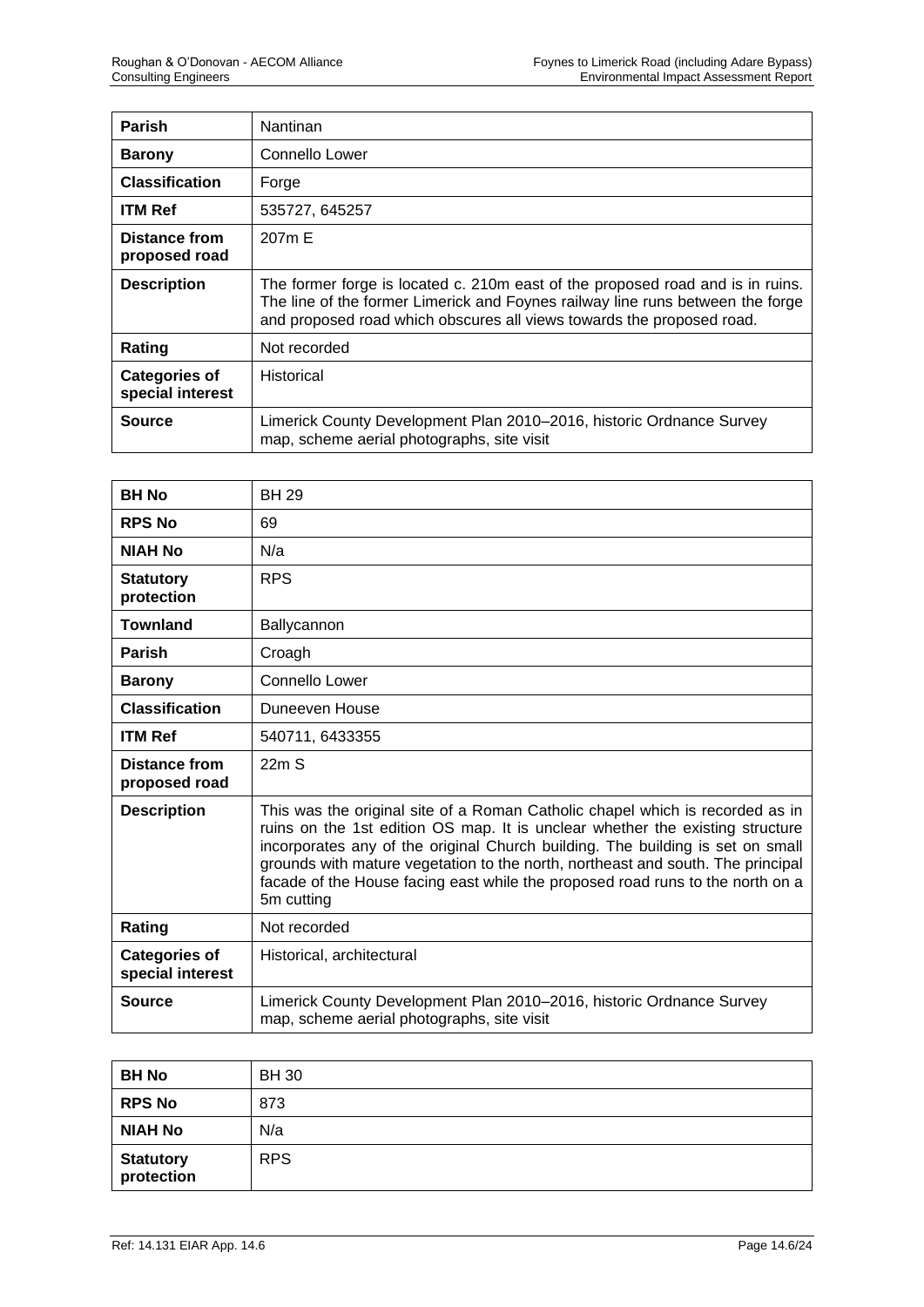| | |
|---|---|
| **Parish** | Nantinan |
| **Barony** | Connello Lower |
| **Classification** | Forge |
| **ITM Ref** | 535727, 645257 |
| **Distance from proposed road** | 207m E |
| **Description** | The former forge is located c. 210m east of the proposed road and is in ruins. The line of the former Limerick and Foynes railway line runs between the forge and proposed road which obscures all views towards the proposed road. |
| **Rating** | Not recorded |
| **Categories of special interest** | Historical |
| **Source** | Limerick County Development Plan 2010–2016, historic Ordnance Survey map, scheme aerial photographs, site visit |

| | |
|---|---|
| **BH No** | BH 29 |
| **RPS No** | 69 |
| **NIAH No** | N/a |
| **Statutory protection** | RPS |
| **Townland** | Ballycannon |
| **Parish** | Croagh |
| **Barony** | Connello Lower |
| **Classification** | Duneeven House |
| **ITM Ref** | 540711, 6433355 |
| **Distance from proposed road** | 22m S |
| **Description** | This was the original site of a Roman Catholic chapel which is recorded as in ruins on the 1st edition OS map. It is unclear whether the existing structure incorporates any of the original Church building. The building is set on small grounds with mature vegetation to the north, northeast and south. The principal facade of the House facing east while the proposed road runs to the north on a 5m cutting |
| **Rating** | Not recorded |
| **Categories of special interest** | Historical, architectural |
| **Source** | Limerick County Development Plan 2010–2016, historic Ordnance Survey map, scheme aerial photographs, site visit |

| | |
|---|---|
| **BH No** | BH 30 |
| **RPS No** | 873 |
| **NIAH No** | N/a |
| **Statutory protection** | RPS |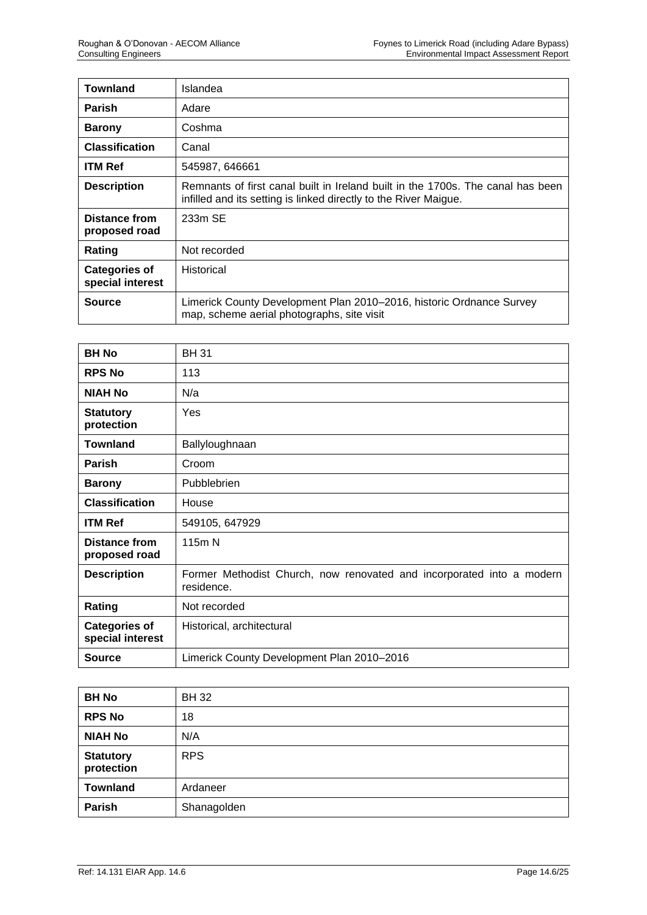| Townland | Islandea |
|---|---|
| **Parish** | Adare |
| **Barony** | Coshma |
| **Classification** | Canal |
| **ITM Ref** | 545987, 646661 |
| **Description** | Remnants of first canal built in Ireland built in the 1700s. The canal has been infilled and its setting is linked directly to the River Maigue. |
| **Distance from proposed road** | 233m SE |
| **Rating** | Not recorded |
| **Categories of special interest** | Historical |
| **Source** | Limerick County Development Plan 2010–2016, historic Ordnance Survey map, scheme aerial photographs, site visit |

| BH No | BH 31 |
|---|---|
| **RPS No** | 113 |
| **NIAH No** | N/a |
| **Statutory protection** | Yes |
| **Townland** | Ballyloughnaan |
| **Parish** | Croom |
| **Barony** | Pubblebrien |
| **Classification** | House |
| **ITM Ref** | 549105, 647929 |
| **Distance from proposed road** | 115m N |
| **Description** | Former Methodist Church, now renovated and incorporated into a modern residence. |
| **Rating** | Not recorded |
| **Categories of special interest** | Historical, architectural |
| **Source** | Limerick County Development Plan 2010–2016 |

| BH No | BH 32 |
|---|---|
| **RPS No** | 18 |
| **NIAH No** | N/A |
| **Statutory protection** | RPS |
| **Townland** | Ardaneer |
| **Parish** | Shanagolden |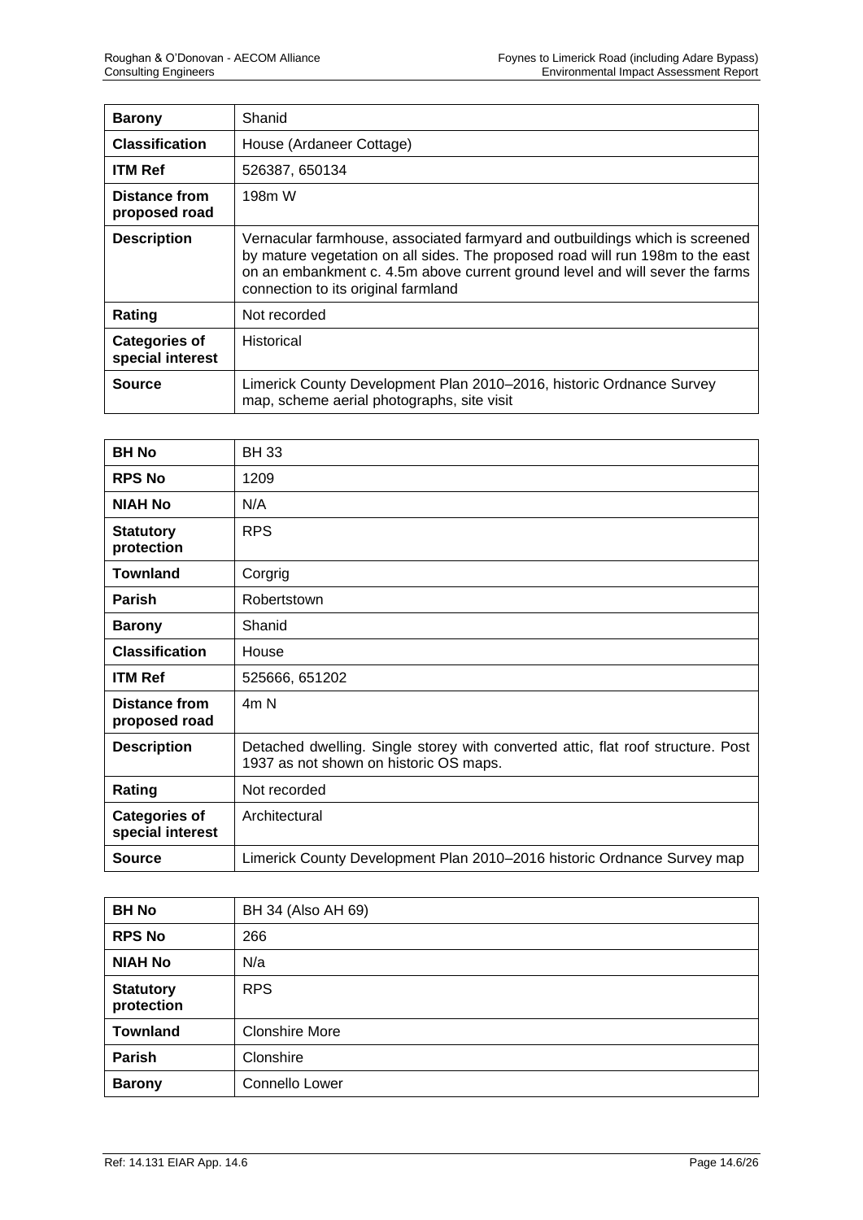| **Barony** | Shanid |
|---|---|
| **Classification** | House (Ardaneer Cottage) |
| **ITM Ref** | 526387, 650134 |
| **Distance from proposed road** | 198m W |
| **Description** | Vernacular farmhouse, associated farmyard and outbuildings which is screened by mature vegetation on all sides. The proposed road will run 198m to the east on an embankment c. 4.5m above current ground level and will sever the farms connection to its original farmland |
| **Rating** | Not recorded |
| **Categories of special interest** | Historical |
| **Source** | Limerick County Development Plan 2010–2016, historic Ordnance Survey map, scheme aerial photographs, site visit |

| **BH No** | BH 33 |
|---|---|
| **RPS No** | 1209 |
| **NIAH No** | N/A |
| **Statutory protection** | RPS |
| **Townland** | Corgrig |
| **Parish** | Robertstown |
| **Barony** | Shanid |
| **Classification** | House |
| **ITM Ref** | 525666, 651202 |
| **Distance from proposed road** | 4m N |
| **Description** | Detached dwelling. Single storey with converted attic, flat roof structure. Post 1937 as not shown on historic OS maps. |
| **Rating** | Not recorded |
| **Categories of special interest** | Architectural |
| **Source** | Limerick County Development Plan 2010–2016 historic Ordnance Survey map |

| **BH No** | BH 34 (Also AH 69) |
|---|---|
| **RPS No** | 266 |
| **NIAH No** | N/a |
| **Statutory protection** | RPS |
| **Townland** | Clonshire More |
| **Parish** | Clonshire |
| **Barony** | Connello Lower |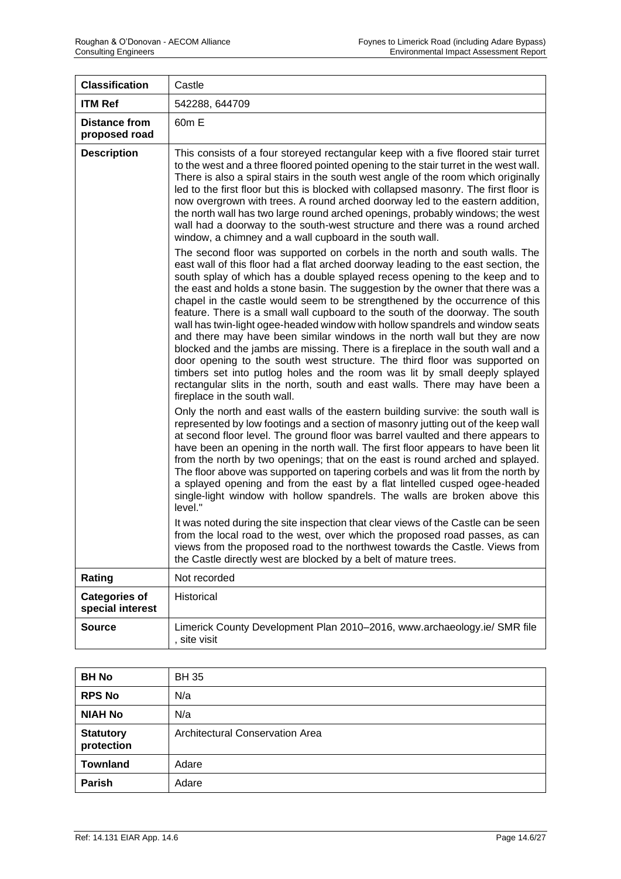| **Classification** | Castle |
|---|---|
| **ITM Ref** | 542288, 644709 |
| **Distance from proposed road** | 60m E |
| **Description** | This consists of a four storeyed rectangular keep with a five floored stair turret to the west and a three floored pointed opening to the stair turret in the west wall. There is also a spiral stairs in the south west angle of the room which originally led to the first floor but this is blocked with collapsed masonry. The first floor is now overgrown with trees. A round arched doorway led to the eastern addition, the north wall has two large round arched openings, probably windows; the west wall had a doorway to the south-west structure and there was a round arched window, a chimney and a wall cupboard in the south wall.<br><br>The second floor was supported on corbels in the north and south walls. The east wall of this floor had a flat arched doorway leading to the east section, the south splay of which has a double splayed recess opening to the keep and to the east and holds a stone basin. The suggestion by the owner that there was a chapel in the castle would seem to be strengthened by the occurrence of this feature. There is a small wall cupboard to the south of the doorway. The south wall has twin-light ogee-headed window with hollow spandrels and window seats and there may have been similar windows in the north wall but they are now blocked and the jambs are missing. There is a fireplace in the south wall and a door opening to the south west structure. The third floor was supported on timbers set into putlog holes and the room was lit by small deeply splayed rectangular slits in the north, south and east walls. There may have been a fireplace in the south wall.<br><br>Only the north and east walls of the eastern building survive: the south wall is represented by low footings and a section of masonry jutting out of the keep wall at second floor level. The ground floor was barrel vaulted and there appears to have been an opening in the north wall. The first floor appears to have been lit from the north by two openings; that on the east is round arched and splayed. The floor above was supported on tapering corbels and was lit from the north by a splayed opening and from the east by a flat lintelled cusped ogee-headed single-light window with hollow spandrels. The walls are broken above this level."<br><br>It was noted during the site inspection that clear views of the Castle can be seen from the local road to the west, over which the proposed road passes, as can views from the proposed road to the northwest towards the Castle. Views from the Castle directly west are blocked by a belt of mature trees. |
| **Rating** | Not recorded |
| **Categories of special interest** | Historical |
| **Source** | Limerick County Development Plan 2010–2016, www.archaeology.ie/ SMR file , site visit |

| **BH No** | BH 35 |
|---|---|
| **RPS No** | N/a |
| **NIAH No** | N/a |
| **Statutory protection** | Architectural Conservation Area |
| **Townland** | Adare |
| **Parish** | Adare |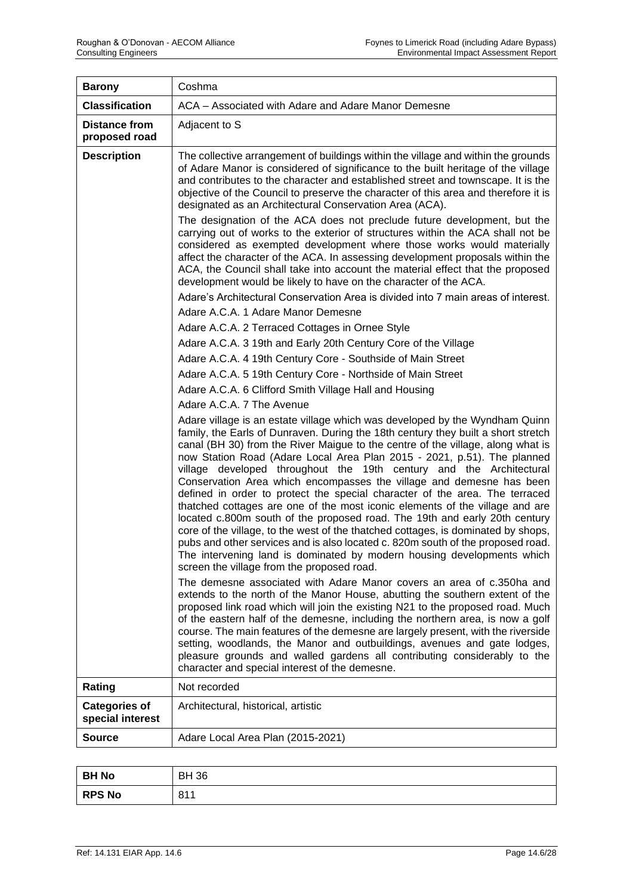| **Barony** | Coshma |
|---|---|
| **Classification** | ACA – Associated with Adare and Adare Manor Demesne |
| **Distance from proposed road** | Adjacent to S |
| **Description** | The collective arrangement of buildings within the village and within the grounds of Adare Manor is considered of significance to the built heritage of the village and contributes to the character and established street and townscape. It is the objective of the Council to preserve the character of this area and therefore it is designated as an Architectural Conservation Area (ACA).<br><br>The designation of the ACA does not preclude future development, but the carrying out of works to the exterior of structures within the ACA shall not be considered as exempted development where those works would materially affect the character of the ACA. In assessing development proposals within the ACA, the Council shall take into account the material effect that the proposed development would be likely to have on the character of the ACA.<br><br>Adare's Architectural Conservation Area is divided into 7 main areas of interest.<br><br>Adare A.C.A. 1 Adare Manor Demesne<br><br>Adare A.C.A. 2 Terraced Cottages in Ornee Style<br><br>Adare A.C.A. 3 19th and Early 20th Century Core of the Village<br><br>Adare A.C.A. 4 19th Century Core - Southside of Main Street<br><br>Adare A.C.A. 5 19th Century Core - Northside of Main Street<br><br>Adare A.C.A. 6 Clifford Smith Village Hall and Housing<br><br>Adare A.C.A. 7 The Avenue<br><br>Adare village is an estate village which was developed by the Wyndham Quinn family, the Earls of Dunraven. During the 18th century they built a short stretch canal (BH 30) from the River Maigue to the centre of the village, along what is now Station Road (Adare Local Area Plan 2015 - 2021, p.51). The planned village developed throughout the 19th century and the Architectural Conservation Area which encompasses the village and demesne has been defined in order to protect the special character of the area. The terraced thatched cottages are one of the most iconic elements of the village and are located c.800m south of the proposed road. The 19th and early 20th century core of the village, to the west of the thatched cottages, is dominated by shops, pubs and other services and is also located c. 820m south of the proposed road. The intervening land is dominated by modern housing developments which screen the village from the proposed road.<br><br>The demesne associated with Adare Manor covers an area of c.350ha and extends to the north of the Manor House, abutting the southern extent of the proposed link road which will join the existing N21 to the proposed road. Much of the eastern half of the demesne, including the northern area, is now a golf course. The main features of the demesne are largely present, with the riverside setting, woodlands, the Manor and outbuildings, avenues and gate lodges, pleasure grounds and walled gardens all contributing considerably to the character and special interest of the demesne. |
| **Rating** | Not recorded |
| **Categories of special interest** | Architectural, historical, artistic |
| **Source** | Adare Local Area Plan (2015-2021) |

| **BH No** | BH 36 |
|---|---|
| **RPS No** | 811 |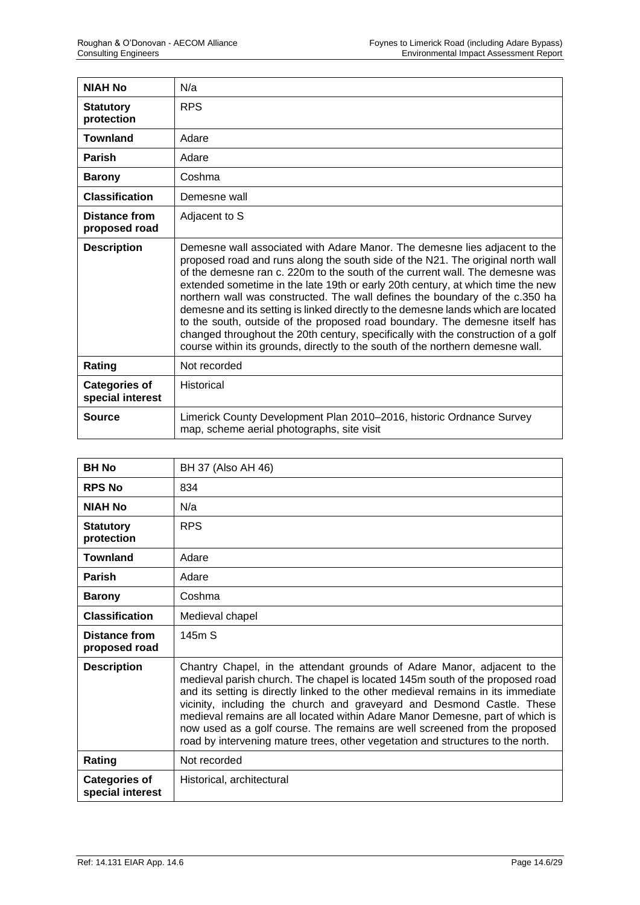| NIAH No | N/a |
|---|---|
| **Statutory protection** | RPS |
| **Townland** | Adare |
| **Parish** | Adare |
| **Barony** | Coshma |
| **Classification** | Demesne wall |
| **Distance from proposed road** | Adjacent to S |
| **Description** | Demesne wall associated with Adare Manor. The demesne lies adjacent to the proposed road and runs along the south side of the N21. The original north wall of the demesne ran c. 220m to the south of the current wall. The demesne was extended sometime in the late 19th or early 20th century, at which time the new northern wall was constructed. The wall defines the boundary of the c.350 ha demesne and its setting is linked directly to the demesne lands which are located to the south, outside of the proposed road boundary. The demesne itself has changed throughout the 20th century, specifically with the construction of a golf course within its grounds, directly to the south of the northern demesne wall. |
| **Rating** | Not recorded |
| **Categories of special interest** | Historical |
| **Source** | Limerick County Development Plan 2010–2016, historic Ordnance Survey map, scheme aerial photographs, site visit |

| BH No | BH 37 (Also AH 46) |
|---|---|
| **RPS No** | 834 |
| **NIAH No** | N/a |
| **Statutory protection** | RPS |
| **Townland** | Adare |
| **Parish** | Adare |
| **Barony** | Coshma |
| **Classification** | Medieval chapel |
| **Distance from proposed road** | 145m S |
| **Description** | Chantry Chapel, in the attendant grounds of Adare Manor, adjacent to the medieval parish church. The chapel is located 145m south of the proposed road and its setting is directly linked to the other medieval remains in its immediate vicinity, including the church and graveyard and Desmond Castle. These medieval remains are all located within Adare Manor Demesne, part of which is now used as a golf course. The remains are well screened from the proposed road by intervening mature trees, other vegetation and structures to the north. |
| **Rating** | Not recorded |
| **Categories of special interest** | Historical, architectural |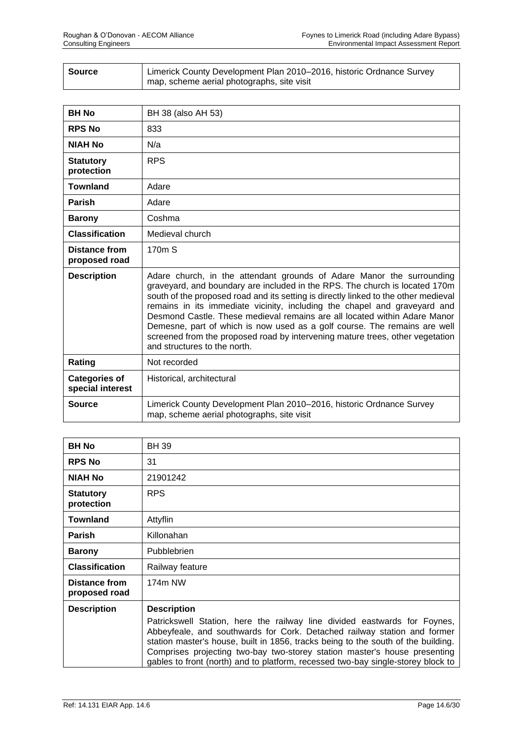| Source | Limerick County Development Plan 2010–2016, historic Ordnance Survey map, scheme aerial photographs, site visit |
|---|---|

| BH No | BH 38 (also AH 53) |
|---|---|
| RPS No | 833 |
| NIAH No | N/a |
| Statutory protection | RPS |
| Townland | Adare |
| Parish | Adare |
| Barony | Coshma |
| Classification | Medieval church |
| Distance from proposed road | 170m S |
| Description | Adare church, in the attendant grounds of Adare Manor the surrounding graveyard, and boundary are included in the RPS. The church is located 170m south of the proposed road and its setting is directly linked to the other medieval remains in its immediate vicinity, including the chapel and graveyard and Desmond Castle. These medieval remains are all located within Adare Manor Demesne, part of which is now used as a golf course. The remains are well screened from the proposed road by intervening mature trees, other vegetation and structures to the north. |
| Rating | Not recorded |
| Categories of special interest | Historical, architectural |
| Source | Limerick County Development Plan 2010–2016, historic Ordnance Survey map, scheme aerial photographs, site visit |

| BH No | BH 39 |
|---|---|
| RPS No | 31 |
| NIAH No | 21901242 |
| Statutory protection | RPS |
| Townland | Attyflin |
| Parish | Killonahan |
| Barony | Pubblebrien |
| Classification | Railway feature |
| Distance from proposed road | 174m NW |
| Description | **Description**<br>Patrickswell Station, here the railway line divided eastwards for Foynes, Abbeyfeale, and southwards for Cork. Detached railway station and former station master's house, built in 1856, tracks being to the south of the building. Comprises projecting two-bay two-storey station master's house presenting gables to front (north) and to platform, recessed two-bay single-storey block to |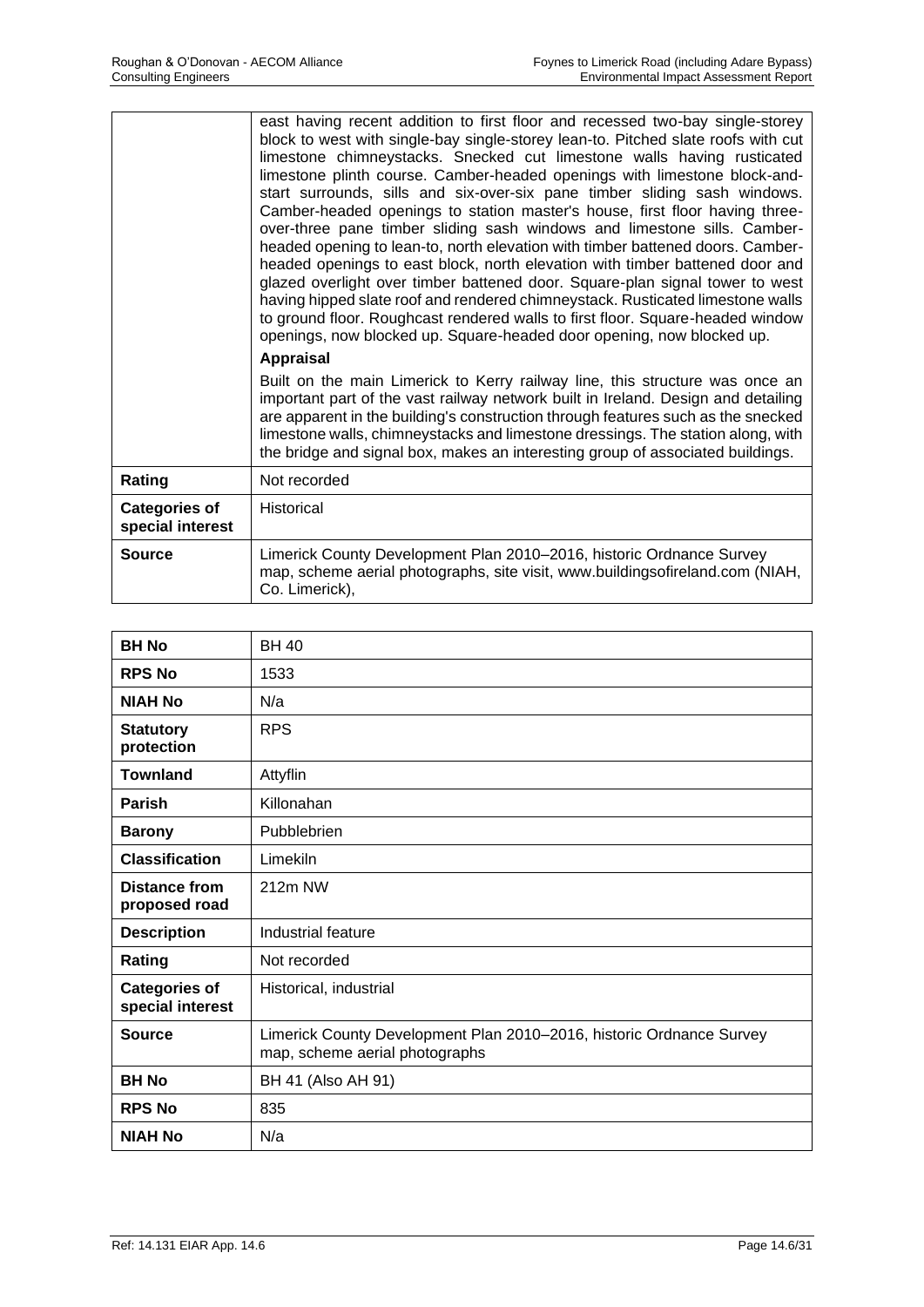| | |
|---|---|
| | east having recent addition to first floor and recessed two-bay single-storey block to west with single-bay single-storey lean-to. Pitched slate roofs with cut limestone chimneystacks. Snecked cut limestone walls having rusticated limestone plinth course. Camber-headed openings with limestone block-and-start surrounds, sills and six-over-six pane timber sliding sash windows. Camber-headed openings to station master's house, first floor having three-over-three pane timber sliding sash windows and limestone sills. Camber-headed opening to lean-to, north elevation with timber battened doors. Camber-headed openings to east block, north elevation with timber battened door and glazed overlight over timber battened door. Square-plan signal tower to west having hipped slate roof and rendered chimneystack. Rusticated limestone walls to ground floor. Roughcast rendered walls to first floor. Square-headed window openings, now blocked up. Square-headed door opening, now blocked up.<br><br>**Appraisal**<br><br>Built on the main Limerick to Kerry railway line, this structure was once an important part of the vast railway network built in Ireland. Design and detailing are apparent in the building's construction through features such as the snecked limestone walls, chimneystacks and limestone dressings. The station along, with the bridge and signal box, makes an interesting group of associated buildings. |
| **Rating** | Not recorded |
| **Categories of special interest** | Historical |
| **Source** | Limerick County Development Plan 2010–2016, historic Ordnance Survey map, scheme aerial photographs, site visit, www.buildingsofireland.com (NIAH, Co. Limerick), |

| | |
|---|---|
| **BH No** | BH 40 |
| **RPS No** | 1533 |
| **NIAH No** | N/a |
| **Statutory protection** | RPS |
| **Townland** | Attyflin |
| **Parish** | Killonahan |
| **Barony** | Pubblebrien |
| **Classification** | Limekiln |
| **Distance from proposed road** | 212m NW |
| **Description** | Industrial feature |
| **Rating** | Not recorded |
| **Categories of special interest** | Historical, industrial |
| **Source** | Limerick County Development Plan 2010–2016, historic Ordnance Survey map, scheme aerial photographs |
| **BH No** | BH 41 (Also AH 91) |
| **RPS No** | 835 |
| **NIAH No** | N/a |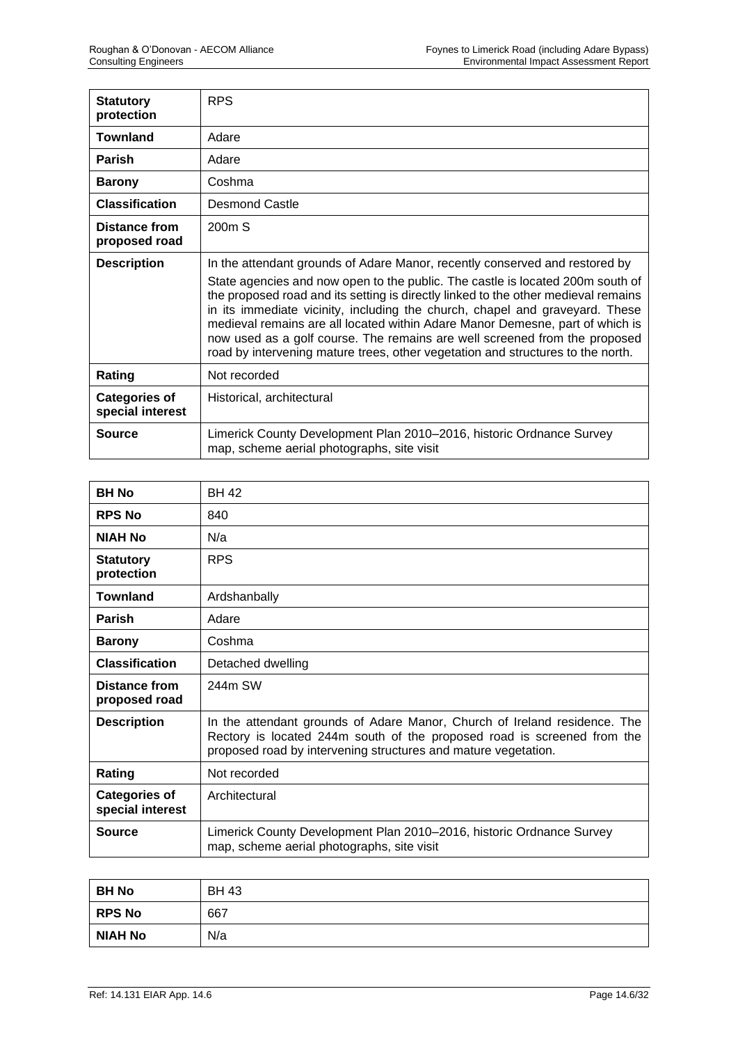| **Statutory protection** | RPS |
|---|---|
| **Townland** | Adare |
| **Parish** | Adare |
| **Barony** | Coshma |
| **Classification** | Desmond Castle |
| **Distance from proposed road** | 200m S |
| **Description** | In the attendant grounds of Adare Manor, recently conserved and restored by State agencies and now open to the public. The castle is located 200m south of the proposed road and its setting is directly linked to the other medieval remains in its immediate vicinity, including the church, chapel and graveyard. These medieval remains are all located within Adare Manor Demesne, part of which is now used as a golf course. The remains are well screened from the proposed road by intervening mature trees, other vegetation and structures to the north. |
| **Rating** | Not recorded |
| **Categories of special interest** | Historical, architectural |
| **Source** | Limerick County Development Plan 2010–2016, historic Ordnance Survey map, scheme aerial photographs, site visit |

| **BH No** | BH 42 |
|---|---|
| **RPS No** | 840 |
| **NIAH No** | N/a |
| **Statutory protection** | RPS |
| **Townland** | Ardshanbally |
| **Parish** | Adare |
| **Barony** | Coshma |
| **Classification** | Detached dwelling |
| **Distance from proposed road** | 244m SW |
| **Description** | In the attendant grounds of Adare Manor, Church of Ireland residence. The Rectory is located 244m south of the proposed road is screened from the proposed road by intervening structures and mature vegetation. |
| **Rating** | Not recorded |
| **Categories of special interest** | Architectural |
| **Source** | Limerick County Development Plan 2010–2016, historic Ordnance Survey map, scheme aerial photographs, site visit |

| **BH No** | BH 43 |
|---|---|
| **RPS No** | 667 |
| **NIAH No** | N/a |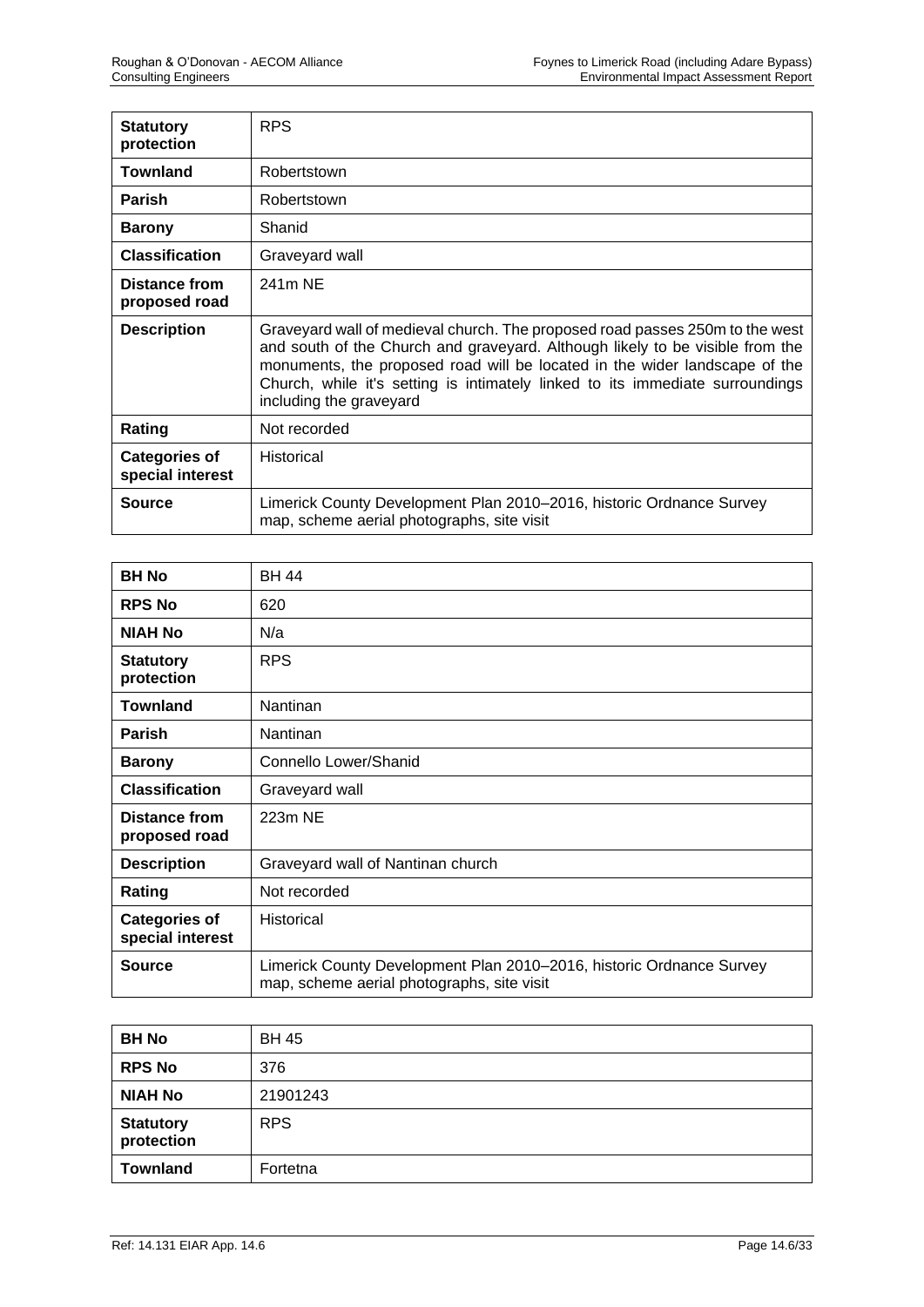| | |
|---|---|
| **Statutory protection** | RPS |
| **Townland** | Robertstown |
| **Parish** | Robertstown |
| **Barony** | Shanid |
| **Classification** | Graveyard wall |
| **Distance from proposed road** | 241m NE |
| **Description** | Graveyard wall of medieval church. The proposed road passes 250m to the west and south of the Church and graveyard. Although likely to be visible from the monuments, the proposed road will be located in the wider landscape of the Church, while it's setting is intimately linked to its immediate surroundings including the graveyard |
| **Rating** | Not recorded |
| **Categories of special interest** | Historical |
| **Source** | Limerick County Development Plan 2010–2016, historic Ordnance Survey map, scheme aerial photographs, site visit |

| **BH No** | BH 44 |
|---|---|
| **RPS No** | 620 |
| **NIAH No** | N/a |
| **Statutory protection** | RPS |
| **Townland** | Nantinan |
| **Parish** | Nantinan |
| **Barony** | Connello Lower/Shanid |
| **Classification** | Graveyard wall |
| **Distance from proposed road** | 223m NE |
| **Description** | Graveyard wall of Nantinan church |
| **Rating** | Not recorded |
| **Categories of special interest** | Historical |
| **Source** | Limerick County Development Plan 2010–2016, historic Ordnance Survey map, scheme aerial photographs, site visit |

| **BH No** | BH 45 |
|---|---|
| **RPS No** | 376 |
| **NIAH No** | 21901243 |
| **Statutory protection** | RPS |
| **Townland** | Fortetna |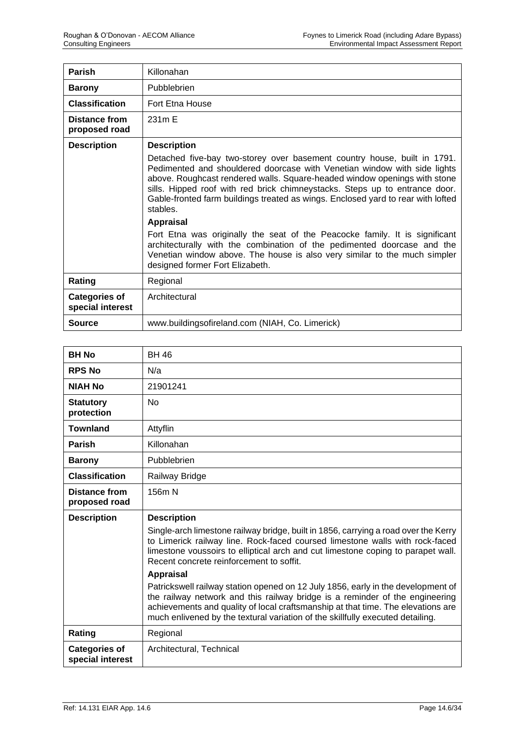| | |
|---|---|
| **Parish** | Killonahan |
| **Barony** | Pubblebrien |
| **Classification** | Fort Etna House |
| **Distance from proposed road** | 231m E |
| **Description** | **Description**<br>Detached five-bay two-storey over basement country house, built in 1791. Pedimented and shouldered doorcase with Venetian window with side lights above. Roughcast rendered walls. Square-headed window openings with stone sills. Hipped roof with red brick chimneystacks. Steps up to entrance door. Gable-fronted farm buildings treated as wings. Enclosed yard to rear with lofted stables.<br>**Appraisal**<br>Fort Etna was originally the seat of the Peacocke family. It is significant architecturally with the combination of the pedimented doorcase and the Venetian window above. The house is also very similar to the much simpler designed former Fort Elizabeth. |
| **Rating** | Regional |
| **Categories of special interest** | Architectural |
| **Source** | www.buildingsofireland.com (NIAH, Co. Limerick) |

| | |
|---|---|
| **BH No** | BH 46 |
| **RPS No** | N/a |
| **NIAH No** | 21901241 |
| **Statutory protection** | No |
| **Townland** | Attyflin |
| **Parish** | Killonahan |
| **Barony** | Pubblebrien |
| **Classification** | Railway Bridge |
| **Distance from proposed road** | 156m N |
| **Description** | **Description**<br>Single-arch limestone railway bridge, built in 1856, carrying a road over the Kerry to Limerick railway line. Rock-faced coursed limestone walls with rock-faced limestone voussoirs to elliptical arch and cut limestone coping to parapet wall. Recent concrete reinforcement to soffit.<br>**Appraisal**<br>Patrickswell railway station opened on 12 July 1856, early in the development of the railway network and this railway bridge is a reminder of the engineering achievements and quality of local craftsmanship at that time. The elevations are much enlivened by the textural variation of the skillfully executed detailing. |
| **Rating** | Regional |
| **Categories of special interest** | Architectural, Technical |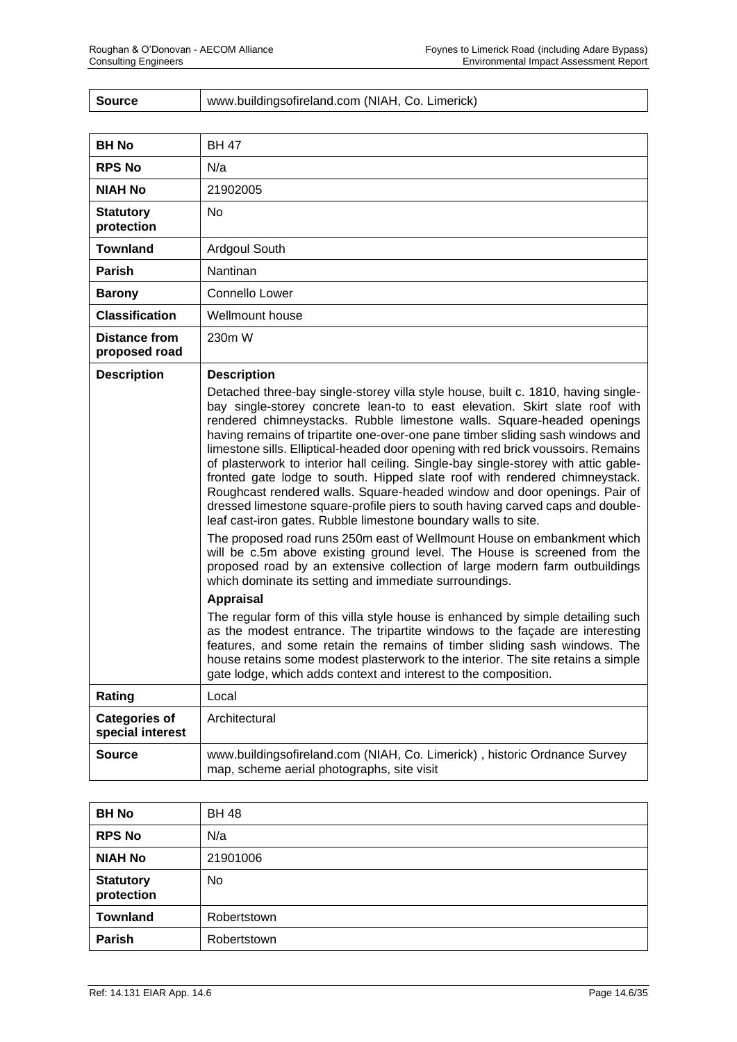| Source | www.buildingsofireland.com (NIAH, Co. Limerick) |
|---|---|

| BH No | BH 47 |
|---|---|
| **RPS No** | N/a |
| **NIAH No** | 21902005 |
| **Statutory protection** | No |
| **Townland** | Ardgoul South |
| **Parish** | Nantinan |
| **Barony** | Connello Lower |
| **Classification** | Wellmount house |
| **Distance from proposed road** | 230m W |
| **Description** | **Description**<br>Detached three-bay single-storey villa style house, built c. 1810, having single-bay single-storey concrete lean-to to east elevation. Skirt slate roof with rendered chimneystacks. Rubble limestone walls. Square-headed openings having remains of tripartite one-over-one pane timber sliding sash windows and limestone sills. Elliptical-headed door opening with red brick voussoirs. Remains of plasterwork to interior hall ceiling. Single-bay single-storey with attic gable-fronted gate lodge to south. Hipped slate roof with rendered chimneystack. Roughcast rendered walls. Square-headed window and door openings. Pair of dressed limestone square-profile piers to south having carved caps and double-leaf cast-iron gates. Rubble limestone boundary walls to site.<br>The proposed road runs 250m east of Wellmount House on embankment which will be c.5m above existing ground level. The House is screened from the proposed road by an extensive collection of large modern farm outbuildings which dominate its setting and immediate surroundings.<br>**Appraisal**<br>The regular form of this villa style house is enhanced by simple detailing such as the modest entrance. The tripartite windows to the façade are interesting features, and some retain the remains of timber sliding sash windows. The house retains some modest plasterwork to the interior. The site retains a simple gate lodge, which adds context and interest to the composition. |
| **Rating** | Local |
| **Categories of special interest** | Architectural |
| **Source** | www.buildingsofireland.com (NIAH, Co. Limerick) , historic Ordnance Survey map, scheme aerial photographs, site visit |

| BH No | BH 48 |
|---|---|
| **RPS No** | N/a |
| **NIAH No** | 21901006 |
| **Statutory protection** | No |
| **Townland** | Robertstown |
| **Parish** | Robertstown |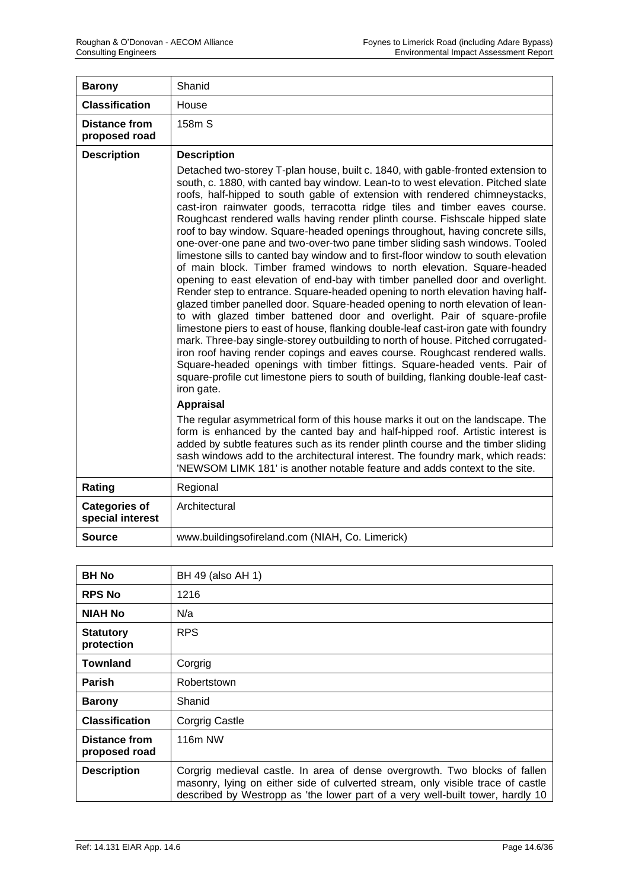| **Barony** | Shanid |
| --- | --- |
| **Classification** | House |
| **Distance from proposed road** | 158m S |
| **Description** | **Description**<br>Detached two-storey T-plan house, built c. 1840, with gable-fronted extension to south, c. 1880, with canted bay window. Lean-to to west elevation. Pitched slate roofs, half-hipped to south gable of extension with rendered chimneystacks, cast-iron rainwater goods, terracotta ridge tiles and timber eaves course. Roughcast rendered walls having render plinth course. Fishscale hipped slate roof to bay window. Square-headed openings throughout, having concrete sills, one-over-one pane and two-over-two pane timber sliding sash windows. Tooled limestone sills to canted bay window and to first-floor window to south elevation of main block. Timber framed windows to north elevation. Square-headed opening to east elevation of end-bay with timber panelled door and overlight. Render step to entrance. Square-headed opening to north elevation having half-glazed timber panelled door. Square-headed opening to north elevation of lean-to with glazed timber battened door and overlight. Pair of square-profile limestone piers to east of house, flanking double-leaf cast-iron gate with foundry mark. Three-bay single-storey outbuilding to north of house. Pitched corrugated-iron roof having render copings and eaves course. Roughcast rendered walls. Square-headed openings with timber fittings. Square-headed vents. Pair of square-profile cut limestone piers to south of building, flanking double-leaf cast-iron gate.<br>**Appraisal**<br>The regular asymmetrical form of this house marks it out on the landscape. The form is enhanced by the canted bay and half-hipped roof. Artistic interest is added by subtle features such as its render plinth course and the timber sliding sash windows add to the architectural interest. The foundry mark, which reads: 'NEWSOM LIMK 181' is another notable feature and adds context to the site. |
| **Rating** | Regional |
| **Categories of special interest** | Architectural |
| **Source** | www.buildingsofireland.com (NIAH, Co. Limerick) |

| **BH No** | BH 49 (also AH 1) |
| --- | --- |
| **RPS No** | 1216 |
| **NIAH No** | N/a |
| **Statutory protection** | RPS |
| **Townland** | Corgrig |
| **Parish** | Robertstown |
| **Barony** | Shanid |
| **Classification** | Corgrig Castle |
| **Distance from proposed road** | 116m NW |
| **Description** | Corgrig medieval castle. In area of dense overgrowth. Two blocks of fallen masonry, lying on either side of culverted stream, only visible trace of castle described by Westropp as 'the lower part of a very well-built tower, hardly 10 |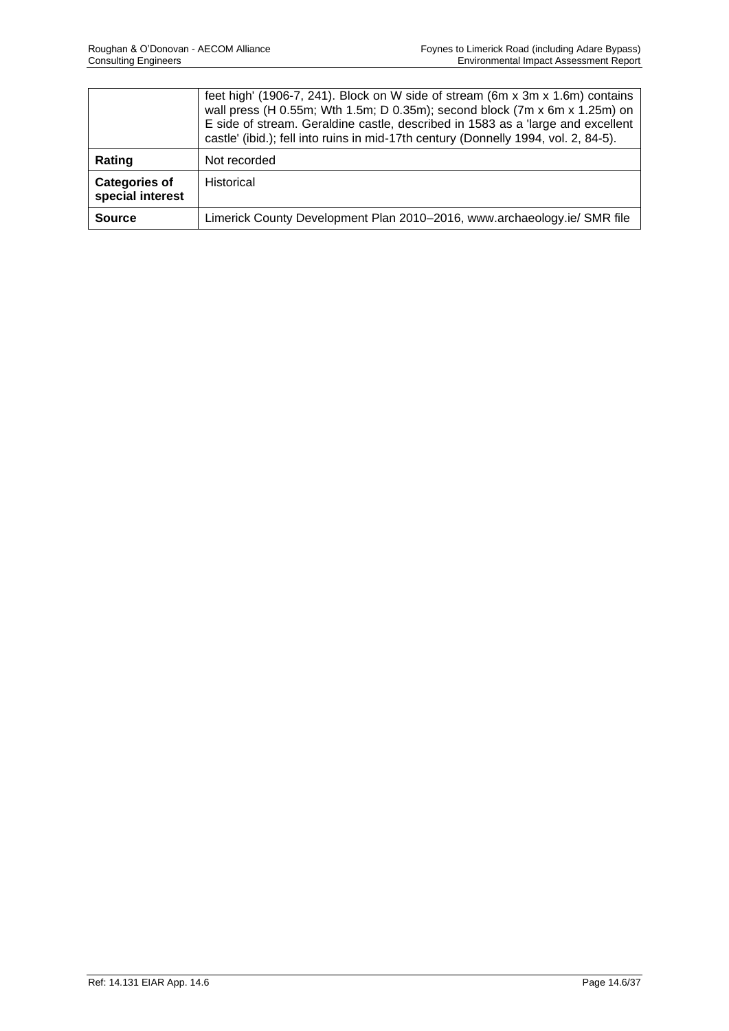| | |
|---|---|
| | feet high' (1906-7, 241). Block on W side of stream (6m x 3m x 1.6m) contains wall press (H 0.55m; Wth 1.5m; D 0.35m); second block (7m x 6m x 1.25m) on E side of stream. Geraldine castle, described in 1583 as a 'large and excellent castle' (ibid.); fell into ruins in mid-17th century (Donnelly 1994, vol. 2, 84-5). |
| **Rating** | Not recorded |
| **Categories of special interest** | Historical |
| **Source** | Limerick County Development Plan 2010–2016, www.archaeology.ie/ SMR file |